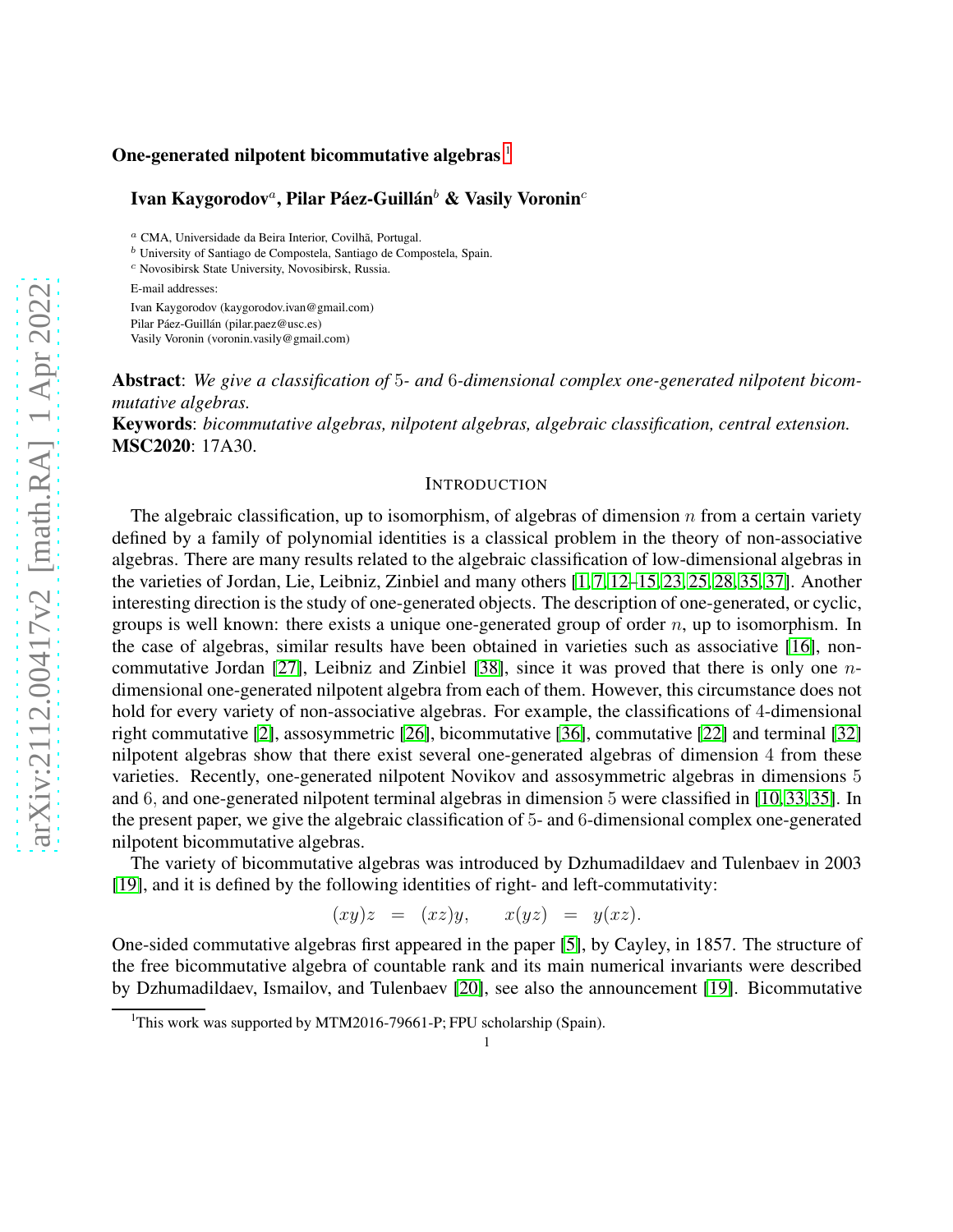# One-generated nilpotent bicommutative algebras [1]

**Ivan Kaygorodov[a], Pilar Páez-Guillán[b] & Vasily Voronin[c]**

[a] CMA, Universidade da Beira Interior, Covilhã, Portugal.
[b] University of Santiago de Compostela, Santiago de Compostela, Spain.
[c] Novosibirsk State University, Novosibirsk, Russia.

E-mail addresses:

Ivan Kaygorodov (kaygorodov.ivan@gmail.com)
Pilar Páez-Guillán (pilar.paez@usc.es)
Vasily Voronin (voronin.vasily@gmail.com)

**Abstract**: *We give a classification of 5- and 6-dimensional complex one-generated nilpotent bicommutative algebras.*

**Keywords**: *bicommutative algebras, nilpotent algebras, algebraic classification, central extension.*

**MSC2020**: 17A30.

## Introduction

The algebraic classification, up to isomorphism, of algebras of dimension $n$ from a certain variety defined by a family of polynomial identities is a classical problem in the theory of non-associative algebras. There are many results related to the algebraic classification of low-dimensional algebras in the varieties of Jordan, Lie, Leibniz, Zinbiel and many others [1, 7, 12–15, 23, 25, 28, 35, 37]. Another interesting direction is the study of one-generated objects. The description of one-generated, or cyclic, groups is well known: there exists a unique one-generated group of order $n$, up to isomorphism. In the case of algebras, similar results have been obtained in varieties such as associative [16], noncommutative Jordan [27], Leibniz and Zinbiel [38], since it was proved that there is only one $n$-dimensional one-generated nilpotent algebra from each of them. However, this circumstance does not hold for every variety of non-associative algebras. For example, the classifications of 4-dimensional right commutative [2], assosymmetric [26], bicommutative [36], commutative [22] and terminal [32] nilpotent algebras show that there exist several one-generated algebras of dimension 4 from these varieties. Recently, one-generated nilpotent Novikov and assosymmetric algebras in dimensions 5 and 6, and one-generated nilpotent terminal algebras in dimension 5 were classified in [10, 33, 35]. In the present paper, we give the algebraic classification of 5- and 6-dimensional complex one-generated nilpotent bicommutative algebras.

The variety of bicommutative algebras was introduced by Dzhumadildaev and Tulenbaev in 2003 [19], and it is defined by the following identities of right- and left-commutativity:

$$(xy)z \;=\; (xz)y, \qquad x(yz) \;=\; y(xz).$$

One-sided commutative algebras first appeared in the paper [5], by Cayley, in 1857. The structure of the free bicommutative algebra of countable rank and its main numerical invariants were described by Dzhumadildaev, Ismailov, and Tulenbaev [20], see also the announcement [19]. Bicommutative

[1] This work was supported by MTM2016-79661-P; FPU scholarship (Spain).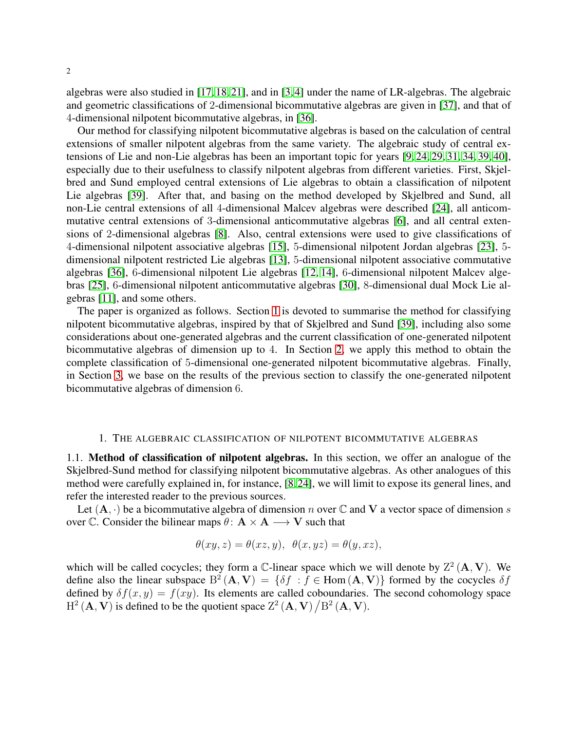algebras were also studied in [17, 18, 21], and in [3, 4] under the name of LR-algebras. The algebraic and geometric classifications of 2-dimensional bicommutative algebras are given in [37], and that of 4-dimensional nilpotent bicommutative algebras, in [36].

Our method for classifying nilpotent bicommutative algebras is based on the calculation of central extensions of smaller nilpotent algebras from the same variety. The algebraic study of central extensions of Lie and non-Lie algebras has been an important topic for years [9, 24, 29, 31, 34, 39, 40], especially due to their usefulness to classify nilpotent algebras from different varieties. First, Skjelbred and Sund employed central extensions of Lie algebras to obtain a classification of nilpotent Lie algebras [39]. After that, and basing on the method developed by Skjelbred and Sund, all non-Lie central extensions of all 4-dimensional Malcev algebras were described [24], all anticommutative central extensions of 3-dimensional anticommutative algebras [6], and all central extensions of 2-dimensional algebras [8]. Also, central extensions were used to give classifications of 4-dimensional nilpotent associative algebras [15], 5-dimensional nilpotent Jordan algebras [23], 5-dimensional nilpotent restricted Lie algebras [13], 5-dimensional nilpotent associative commutative algebras [36], 6-dimensional nilpotent Lie algebras [12, 14], 6-dimensional nilpotent Malcev algebras [25], 6-dimensional nilpotent anticommutative algebras [30], 8-dimensional dual Mock Lie algebras [11], and some others.

The paper is organized as follows. Section 1 is devoted to summarise the method for classifying nilpotent bicommutative algebras, inspired by that of Skjelbred and Sund [39], including also some considerations about one-generated algebras and the current classification of one-generated nilpotent bicommutative algebras of dimension up to 4. In Section 2, we apply this method to obtain the complete classification of 5-dimensional one-generated nilpotent bicommutative algebras. Finally, in Section 3, we base on the results of the previous section to classify the one-generated nilpotent bicommutative algebras of dimension 6.

## 1. The algebraic classification of nilpotent bicommutative algebras

**1.1. Method of classification of nilpotent algebras.** In this section, we offer an analogue of the Skjelbred-Sund method for classifying nilpotent bicommutative algebras. As other analogues of this method were carefully explained in, for instance, [8, 24], we will limit to expose its general lines, and refer the interested reader to the previous sources.

Let $(\mathbf{A}, \cdot)$ be a bicommutative algebra of dimension $n$ over $\mathbb{C}$ and $\mathbf{V}$ a vector space of dimension $s$ over $\mathbb{C}$. Consider the bilinear maps $\theta\colon \mathbf{A} \times \mathbf{A} \longrightarrow \mathbf{V}$ such that

$$\theta(xy, z) = \theta(xz, y), \ \ \theta(x, yz) = \theta(y, xz),$$

which will be called cocycles; they form a $\mathbb{C}$-linear space which we will denote by $\mathrm{Z}^2(\mathbf{A}, \mathbf{V})$. We define also the linear subspace $\mathrm{B}^2(\mathbf{A}, \mathbf{V}) = \{\delta f \ : f \in \mathrm{Hom}(\mathbf{A}, \mathbf{V})\}$ formed by the cocycles $\delta f$ defined by $\delta f(x, y) = f(xy)$. Its elements are called coboundaries. The second cohomology space $\mathrm{H}^2(\mathbf{A}, \mathbf{V})$ is defined to be the quotient space $\mathrm{Z}^2(\mathbf{A}, \mathbf{V}) \big/ \mathrm{B}^2(\mathbf{A}, \mathbf{V})$.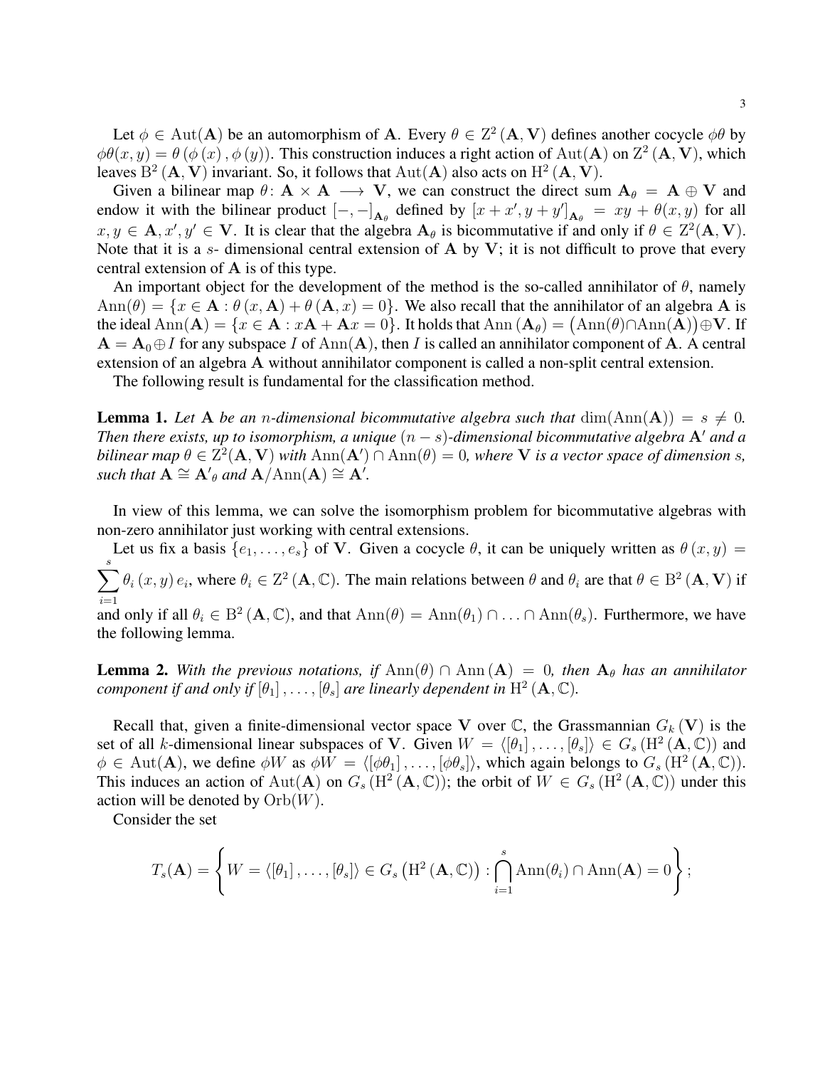Let $\phi \in \operatorname{Aut}(\mathbf{A})$ be an automorphism of $\mathbf{A}$. Every $\theta \in \mathrm{Z}^2(\mathbf{A}, \mathbf{V})$ defines another cocycle $\phi\theta$ by $\phi\theta(x, y) = \theta(\phi(x), \phi(y))$. This construction induces a right action of $\operatorname{Aut}(\mathbf{A})$ on $\mathrm{Z}^2(\mathbf{A}, \mathbf{V})$, which leaves $\mathrm{B}^2(\mathbf{A}, \mathbf{V})$ invariant. So, it follows that $\operatorname{Aut}(\mathbf{A})$ also acts on $\mathrm{H}^2(\mathbf{A}, \mathbf{V})$.

Given a bilinear map $\theta \colon \mathbf{A} \times \mathbf{A} \longrightarrow \mathbf{V}$, we can construct the direct sum $\mathbf{A}_\theta = \mathbf{A} \oplus \mathbf{V}$ and endow it with the bilinear product $[-,-]_{\mathbf{A}_\theta}$ defined by $[x + x', y + y']_{\mathbf{A}_\theta} = xy + \theta(x, y)$ for all $x, y \in \mathbf{A}, x', y' \in \mathbf{V}$. It is clear that the algebra $\mathbf{A}_\theta$ is bicommutative if and only if $\theta \in \mathrm{Z}^2(\mathbf{A}, \mathbf{V})$. Note that it is a $s$- dimensional central extension of $\mathbf{A}$ by $\mathbf{V}$; it is not difficult to prove that every central extension of $\mathbf{A}$ is of this type.

An important object for the development of the method is the so-called annihilator of $\theta$, namely $\operatorname{Ann}(\theta) = \{x \in \mathbf{A} : \theta(x, \mathbf{A}) + \theta(\mathbf{A}, x) = 0\}$. We also recall that the annihilator of an algebra $\mathbf{A}$ is the ideal $\operatorname{Ann}(\mathbf{A}) = \{x \in \mathbf{A} : x\mathbf{A} + \mathbf{A}x = 0\}$. It holds that $\operatorname{Ann}(\mathbf{A}_\theta) = \big(\operatorname{Ann}(\theta) \cap \operatorname{Ann}(\mathbf{A})\big) \oplus \mathbf{V}$. If $\mathbf{A} = \mathbf{A}_0 \oplus I$ for any subspace $I$ of $\operatorname{Ann}(\mathbf{A})$, then $I$ is called an annihilator component of $\mathbf{A}$. A central extension of an algebra $\mathbf{A}$ without annihilator component is called a non-split central extension.

The following result is fundamental for the classification method.

**Lemma 1.** *Let $\mathbf{A}$ be an $n$-dimensional bicommutative algebra such that $\dim(\operatorname{Ann}(\mathbf{A})) = s \neq 0$. Then there exists, up to isomorphism, a unique $(n - s)$-dimensional bicommutative algebra $\mathbf{A}'$ and a bilinear map $\theta \in \mathrm{Z}^2(\mathbf{A}, \mathbf{V})$ with $\operatorname{Ann}(\mathbf{A}') \cap \operatorname{Ann}(\theta) = 0$, where $\mathbf{V}$ is a vector space of dimension $s$, such that $\mathbf{A} \cong {\mathbf{A}'}_\theta$ and $\mathbf{A}/\operatorname{Ann}(\mathbf{A}) \cong \mathbf{A}'$.*

In view of this lemma, we can solve the isomorphism problem for bicommutative algebras with non-zero annihilator just working with central extensions.

Let us fix a basis $\{e_1, \ldots, e_s\}$ of $\mathbf{V}$. Given a cocycle $\theta$, it can be uniquely written as $\theta(x, y) = \sum_{i=1}^{s} \theta_i(x, y) e_i$, where $\theta_i \in \mathrm{Z}^2(\mathbf{A}, \mathbb{C})$. The main relations between $\theta$ and $\theta_i$ are that $\theta \in \mathrm{B}^2(\mathbf{A}, \mathbf{V})$ if and only if all $\theta_i \in \mathrm{B}^2(\mathbf{A}, \mathbb{C})$, and that $\operatorname{Ann}(\theta) = \operatorname{Ann}(\theta_1) \cap \ldots \cap \operatorname{Ann}(\theta_s)$. Furthermore, we have the following lemma.

**Lemma 2.** *With the previous notations, if $\operatorname{Ann}(\theta) \cap \operatorname{Ann}(\mathbf{A}) = 0$, then $\mathbf{A}_\theta$ has an annihilator component if and only if $[\theta_1], \ldots, [\theta_s]$ are linearly dependent in $\mathrm{H}^2(\mathbf{A}, \mathbb{C})$.*

Recall that, given a finite-dimensional vector space $\mathbf{V}$ over $\mathbb{C}$, the Grassmannian $G_k(\mathbf{V})$ is the set of all $k$-dimensional linear subspaces of $\mathbf{V}$. Given $W = \langle [\theta_1], \ldots, [\theta_s] \rangle \in G_s(\mathrm{H}^2(\mathbf{A}, \mathbb{C}))$ and $\phi \in \operatorname{Aut}(\mathbf{A})$, we define $\phi W$ as $\phi W = \langle [\phi\theta_1], \ldots, [\phi\theta_s] \rangle$, which again belongs to $G_s(\mathrm{H}^2(\mathbf{A}, \mathbb{C}))$. This induces an action of $\operatorname{Aut}(\mathbf{A})$ on $G_s(\mathrm{H}^2(\mathbf{A}, \mathbb{C}))$; the orbit of $W \in G_s(\mathrm{H}^2(\mathbf{A}, \mathbb{C}))$ under this action will be denoted by $\operatorname{Orb}(W)$.

Consider the set

$$T_s(\mathbf{A}) = \left\{ W = \langle [\theta_1], \ldots, [\theta_s] \rangle \in G_s\left(\mathrm{H}^2(\mathbf{A}, \mathbb{C})\right) : \bigcap_{i=1}^{s} \operatorname{Ann}(\theta_i) \cap \operatorname{Ann}(\mathbf{A}) = 0 \right\};$$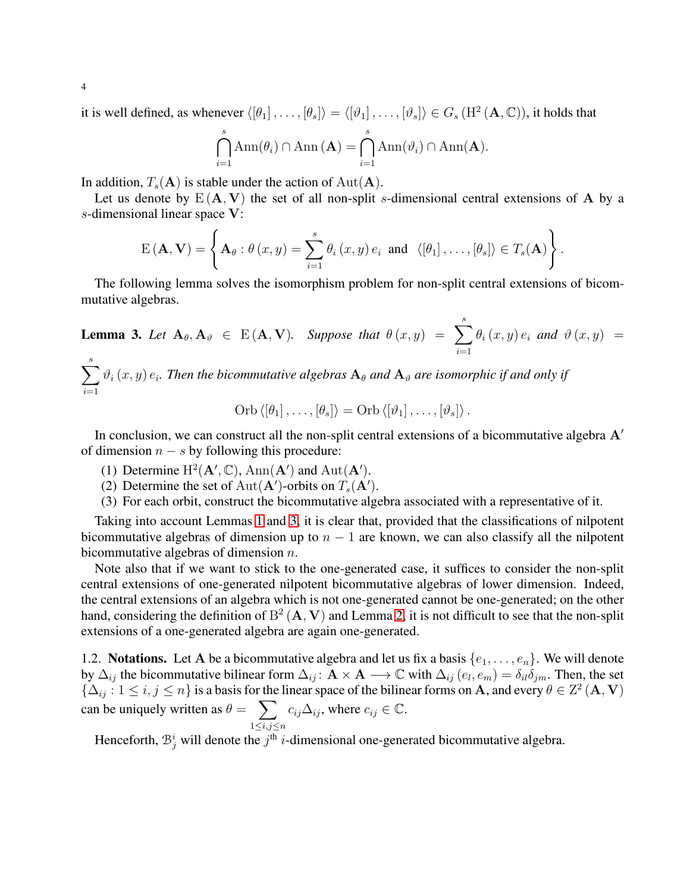it is well defined, as whenever $\langle[\theta_1],\ldots,[\theta_s]\rangle = \langle[\vartheta_1],\ldots,[\vartheta_s]\rangle \in G_s(\mathrm{H}^2(\mathbf{A},\mathbb{C}))$, it holds that

$$\bigcap_{i=1}^{s}\mathrm{Ann}(\theta_i)\cap \mathrm{Ann}(\mathbf{A}) = \bigcap_{i=1}^{s}\mathrm{Ann}(\vartheta_i)\cap \mathrm{Ann}(\mathbf{A}).$$

In addition, $T_s(\mathbf{A})$ is stable under the action of $\mathrm{Aut}(\mathbf{A})$.

Let us denote by $\mathrm{E}(\mathbf{A},\mathbf{V})$ the set of all non-split $s$-dimensional central extensions of $\mathbf{A}$ by a $s$-dimensional linear space $\mathbf{V}$:

$$\mathrm{E}(\mathbf{A},\mathbf{V}) = \left\{ \mathbf{A}_\theta : \theta(x,y) = \sum_{i=1}^{s}\theta_i(x,y)\,e_i \ \text{ and } \ \langle[\theta_1],\ldots,[\theta_s]\rangle \in T_s(\mathbf{A}) \right\}.$$

The following lemma solves the isomorphism problem for non-split central extensions of bicommutative algebras.

**Lemma 3.** *Let $\mathbf{A}_\theta, \mathbf{A}_\vartheta \in \mathrm{E}(\mathbf{A},\mathbf{V})$. Suppose that $\theta(x,y) = \sum_{i=1}^{s}\theta_i(x,y)\,e_i$ and $\vartheta(x,y) = \sum_{i=1}^{s}\vartheta_i(x,y)\,e_i$. Then the bicommutative algebras $\mathbf{A}_\theta$ and $\mathbf{A}_\vartheta$ are isomorphic if and only if*

$$\mathrm{Orb}\,\langle[\theta_1],\ldots,[\theta_s]\rangle = \mathrm{Orb}\,\langle[\vartheta_1],\ldots,[\vartheta_s]\rangle.$$

In conclusion, we can construct all the non-split central extensions of a bicommutative algebra $\mathbf{A}'$ of dimension $n-s$ by following this procedure:

1. Determine $\mathrm{H}^2(\mathbf{A}',\mathbb{C})$, $\mathrm{Ann}(\mathbf{A}')$ and $\mathrm{Aut}(\mathbf{A}')$.
2. Determine the set of $\mathrm{Aut}(\mathbf{A}')$-orbits on $T_s(\mathbf{A}')$.
3. For each orbit, construct the bicommutative algebra associated with a representative of it.

Taking into account Lemmas 1 and 3, it is clear that, provided that the classifications of nilpotent bicommutative algebras of dimension up to $n-1$ are known, we can also classify all the nilpotent bicommutative algebras of dimension $n$.

Note also that if we want to stick to the one-generated case, it suffices to consider the non-split central extensions of one-generated nilpotent bicommutative algebras of lower dimension. Indeed, the central extensions of an algebra which is not one-generated cannot be one-generated; on the other hand, considering the definition of $\mathrm{B}^2(\mathbf{A},\mathbf{V})$ and Lemma 2, it is not difficult to see that the non-split extensions of a one-generated algebra are again one-generated.

1.2. **Notations.** Let $\mathbf{A}$ be a bicommutative algebra and let us fix a basis $\{e_1,\ldots,e_n\}$. We will denote by $\Delta_{ij}$ the bicommutative bilinear form $\Delta_{ij}\colon \mathbf{A}\times\mathbf{A}\longrightarrow\mathbb{C}$ with $\Delta_{ij}(e_l,e_m) = \delta_{il}\delta_{jm}$. Then, the set $\{\Delta_{ij} : 1\leq i,j\leq n\}$ is a basis for the linear space of the bilinear forms on $\mathbf{A}$, and every $\theta\in \mathrm{Z}^2(\mathbf{A},\mathbf{V})$ can be uniquely written as $\theta = \sum_{1\leq i,j\leq n} c_{ij}\Delta_{ij}$, where $c_{ij}\in\mathbb{C}$.

Henceforth, $\mathfrak{B}^i_j$ will denote the $j^{\text{th}}$ $i$-dimensional one-generated bicommutative algebra.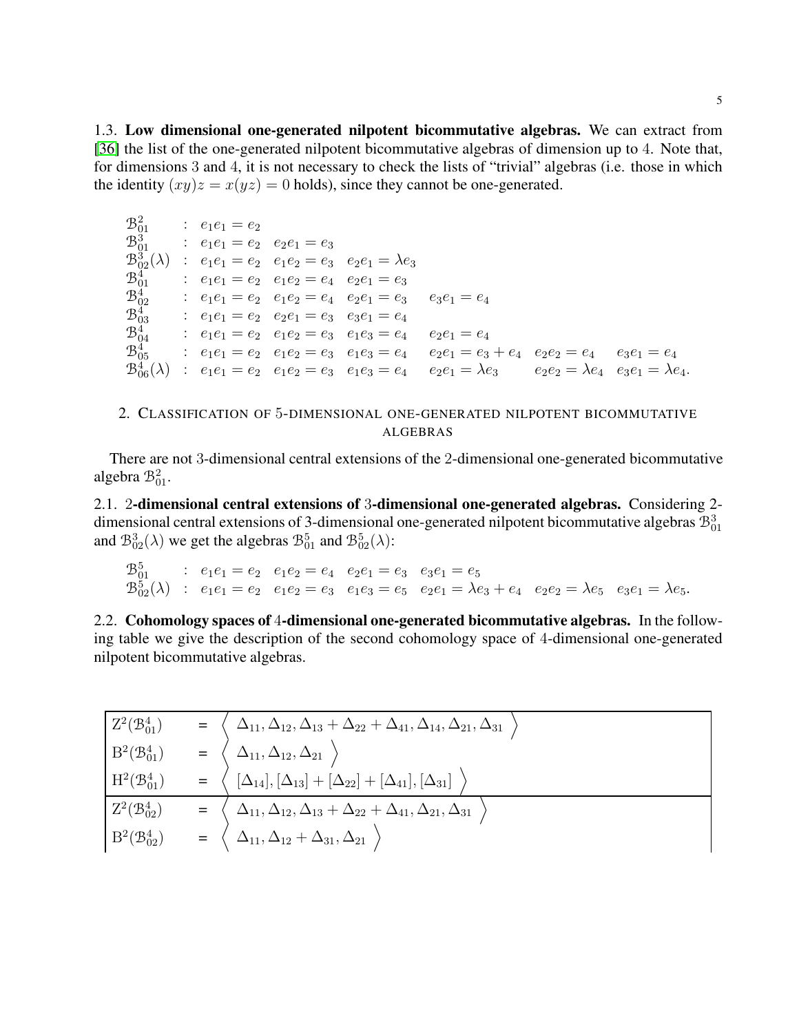1.3. **Low dimensional one-generated nilpotent bicommutative algebras.** We can extract from [36] the list of the one-generated nilpotent bicommutative algebras of dimension up to 4. Note that, for dimensions 3 and 4, it is not necessary to check the lists of "trivial" algebras (i.e. those in which the identity $(xy)z = x(yz) = 0$ holds), since they cannot be one-generated.

$$
\begin{array}{lllllllll}
\mathcal{B}^2_{01} & : & e_1e_1 = e_2 & & & & & & \\
\mathcal{B}^3_{01} & : & e_1e_1 = e_2 & e_2e_1 = e_3 & & & & & \\
\mathcal{B}^3_{02}(\lambda) & : & e_1e_1 = e_2 & e_1e_2 = e_3 & e_2e_1 = \lambda e_3 & & & & \\
\mathcal{B}^4_{01} & : & e_1e_1 = e_2 & e_1e_2 = e_4 & e_2e_1 = e_3 & & & & \\
\mathcal{B}^4_{02} & : & e_1e_1 = e_2 & e_1e_2 = e_4 & e_2e_1 = e_3 & e_3e_1 = e_4 & & & \\
\mathcal{B}^4_{03} & : & e_1e_1 = e_2 & e_2e_1 = e_3 & e_3e_1 = e_4 & & & & \\
\mathcal{B}^4_{04} & : & e_1e_1 = e_2 & e_1e_2 = e_3 & e_1e_3 = e_4 & e_2e_1 = e_4 & & & \\
\mathcal{B}^4_{05} & : & e_1e_1 = e_2 & e_1e_2 = e_3 & e_1e_3 = e_4 & e_2e_1 = e_3 + e_4 & e_2e_2 = e_4 & e_3e_1 = e_4 & \\
\mathcal{B}^4_{06}(\lambda) & : & e_1e_1 = e_2 & e_1e_2 = e_3 & e_1e_3 = e_4 & e_2e_1 = \lambda e_3 & e_2e_2 = \lambda e_4 & e_3e_1 = \lambda e_4. &
\end{array}
$$

## 2. Classification of 5-dimensional one-generated nilpotent bicommutative algebras

There are not 3-dimensional central extensions of the 2-dimensional one-generated bicommutative algebra $\mathcal{B}^2_{01}$.

2.1. **2-dimensional central extensions of 3-dimensional one-generated algebras.** Considering 2-dimensional central extensions of 3-dimensional one-generated nilpotent bicommutative algebras $\mathcal{B}^3_{01}$ and $\mathcal{B}^3_{02}(\lambda)$ we get the algebras $\mathcal{B}^5_{01}$ and $\mathcal{B}^5_{02}(\lambda)$:

$$
\begin{array}{llllllll}
\mathcal{B}^5_{01} & : & e_1e_1 = e_2 & e_1e_2 = e_4 & e_2e_1 = e_3 & e_3e_1 = e_5 & & \\
\mathcal{B}^5_{02}(\lambda) & : & e_1e_1 = e_2 & e_1e_2 = e_3 & e_1e_3 = e_5 & e_2e_1 = \lambda e_3 + e_4 & e_2e_2 = \lambda e_5 & e_3e_1 = \lambda e_5.
\end{array}
$$

2.2. **Cohomology spaces of 4-dimensional one-generated bicommutative algebras.** In the following table we give the description of the second cohomology space of 4-dimensional one-generated nilpotent bicommutative algebras.

| | | |
|---|---|---|
| $\mathrm{Z}^2(\mathcal{B}^4_{01})$ | = | $\left\langle \Delta_{11}, \Delta_{12}, \Delta_{13} + \Delta_{22} + \Delta_{41}, \Delta_{14}, \Delta_{21}, \Delta_{31} \right\rangle$ |
| $\mathrm{B}^2(\mathcal{B}^4_{01})$ | = | $\left\langle \Delta_{11}, \Delta_{12}, \Delta_{21} \right\rangle$ |
| $\mathrm{H}^2(\mathcal{B}^4_{01})$ | = | $\left\langle [\Delta_{14}], [\Delta_{13}] + [\Delta_{22}] + [\Delta_{41}], [\Delta_{31}] \right\rangle$ |
| $\mathrm{Z}^2(\mathcal{B}^4_{02})$ | = | $\left\langle \Delta_{11}, \Delta_{12}, \Delta_{13} + \Delta_{22} + \Delta_{41}, \Delta_{21}, \Delta_{31} \right\rangle$ |
| $\mathrm{B}^2(\mathcal{B}^4_{02})$ | = | $\left\langle \Delta_{11}, \Delta_{12} + \Delta_{31}, \Delta_{21} \right\rangle$ |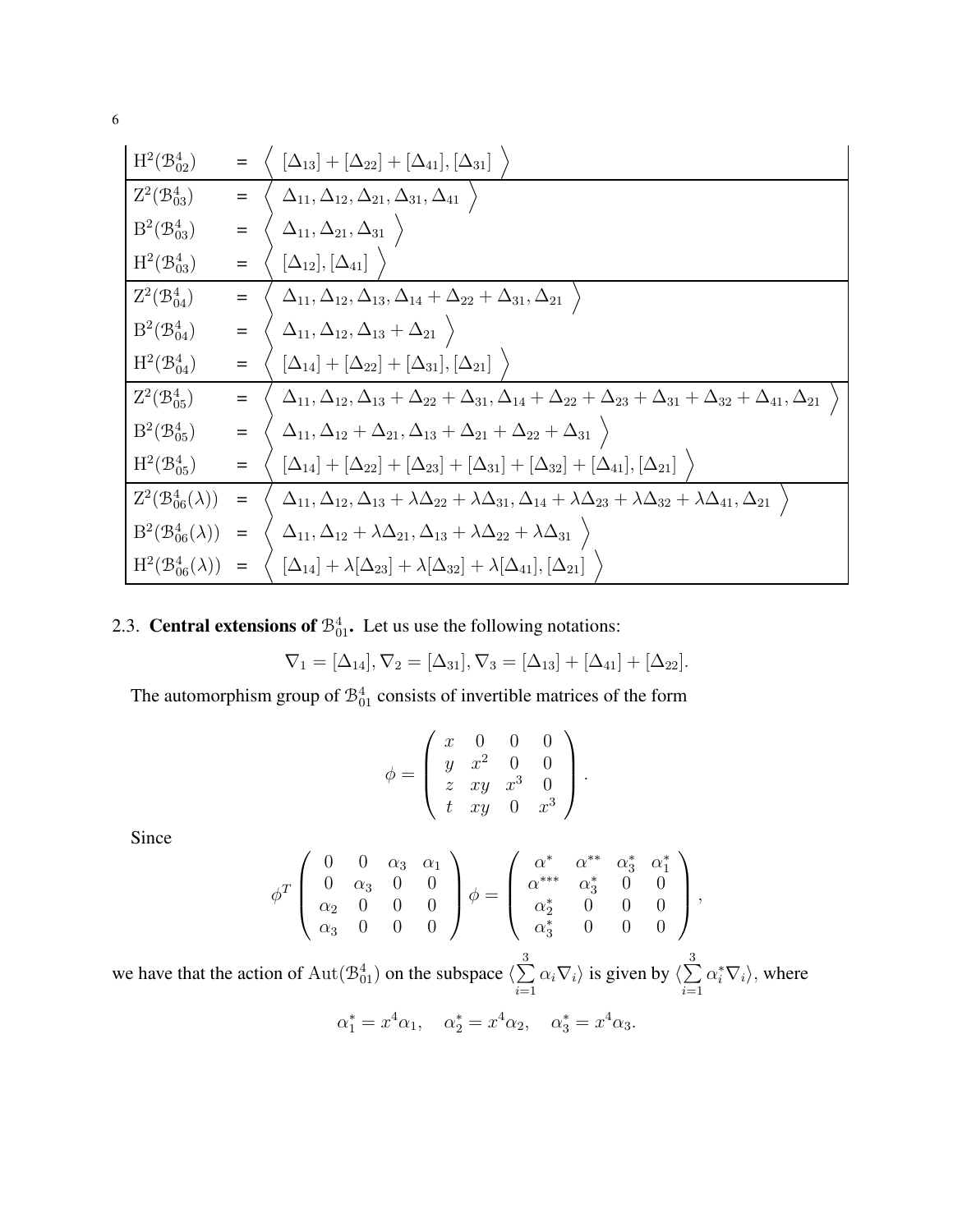| | | |
|---|---|---|
| $\mathrm{H}^2(\mathcal{B}^4_{02})$ | = | $\langle\ [\Delta_{13}] + [\Delta_{22}] + [\Delta_{41}], [\Delta_{31}]\ \rangle$ |
| $\mathrm{Z}^2(\mathcal{B}^4_{03})$ | = | $\langle\ \Delta_{11}, \Delta_{12}, \Delta_{21}, \Delta_{31}, \Delta_{41}\ \rangle$ |
| $\mathrm{B}^2(\mathcal{B}^4_{03})$ | = | $\langle\ \Delta_{11}, \Delta_{21}, \Delta_{31}\ \rangle$ |
| $\mathrm{H}^2(\mathcal{B}^4_{03})$ | = | $\langle\ [\Delta_{12}], [\Delta_{41}]\ \rangle$ |
| $\mathrm{Z}^2(\mathcal{B}^4_{04})$ | = | $\langle\ \Delta_{11}, \Delta_{12}, \Delta_{13}, \Delta_{14} + \Delta_{22} + \Delta_{31}, \Delta_{21}\ \rangle$ |
| $\mathrm{B}^2(\mathcal{B}^4_{04})$ | = | $\langle\ \Delta_{11}, \Delta_{12}, \Delta_{13} + \Delta_{21}\ \rangle$ |
| $\mathrm{H}^2(\mathcal{B}^4_{04})$ | = | $\langle\ [\Delta_{14}] + [\Delta_{22}] + [\Delta_{31}], [\Delta_{21}]\ \rangle$ |
| $\mathrm{Z}^2(\mathcal{B}^4_{05})$ | = | $\langle\ \Delta_{11}, \Delta_{12}, \Delta_{13} + \Delta_{22} + \Delta_{31}, \Delta_{14} + \Delta_{22} + \Delta_{23} + \Delta_{31} + \Delta_{32} + \Delta_{41}, \Delta_{21}\ \rangle$ |
| $\mathrm{B}^2(\mathcal{B}^4_{05})$ | = | $\langle\ \Delta_{11}, \Delta_{12} + \Delta_{21}, \Delta_{13} + \Delta_{21} + \Delta_{22} + \Delta_{31}\ \rangle$ |
| $\mathrm{H}^2(\mathcal{B}^4_{05})$ | = | $\langle\ [\Delta_{14}] + [\Delta_{22}] + [\Delta_{23}] + [\Delta_{31}] + [\Delta_{32}] + [\Delta_{41}], [\Delta_{21}]\ \rangle$ |
| $\mathrm{Z}^2(\mathcal{B}^4_{06}(\lambda))$ | = | $\langle\ \Delta_{11}, \Delta_{12}, \Delta_{13} + \lambda\Delta_{22} + \lambda\Delta_{31}, \Delta_{14} + \lambda\Delta_{23} + \lambda\Delta_{32} + \lambda\Delta_{41}, \Delta_{21}\ \rangle$ |
| $\mathrm{B}^2(\mathcal{B}^4_{06}(\lambda))$ | = | $\langle\ \Delta_{11}, \Delta_{12} + \lambda\Delta_{21}, \Delta_{13} + \lambda\Delta_{22} + \lambda\Delta_{31}\ \rangle$ |
| $\mathrm{H}^2(\mathcal{B}^4_{06}(\lambda))$ | = | $\langle\ [\Delta_{14}] + \lambda[\Delta_{23}] + \lambda[\Delta_{32}] + \lambda[\Delta_{41}], [\Delta_{21}]\ \rangle$ |

### 2.3. Central extensions of $\mathcal{B}^4_{01}$.

Let us use the following notations:

$$\nabla_1 = [\Delta_{14}], \nabla_2 = [\Delta_{31}], \nabla_3 = [\Delta_{13}] + [\Delta_{41}] + [\Delta_{22}].$$

The automorphism group of $\mathcal{B}^4_{01}$ consists of invertible matrices of the form

$$\phi = \begin{pmatrix} x & 0 & 0 & 0 \\ y & x^2 & 0 & 0 \\ z & xy & x^3 & 0 \\ t & xy & 0 & x^3 \end{pmatrix}.$$

Since

$$\phi^T \begin{pmatrix} 0 & 0 & \alpha_3 & \alpha_1 \\ 0 & \alpha_3 & 0 & 0 \\ \alpha_2 & 0 & 0 & 0 \\ \alpha_3 & 0 & 0 & 0 \end{pmatrix} \phi = \begin{pmatrix} \alpha^* & \alpha^{**} & \alpha_3^* & \alpha_1^* \\ \alpha^{***} & \alpha_3^* & 0 & 0 \\ \alpha_2^* & 0 & 0 & 0 \\ \alpha_3^* & 0 & 0 & 0 \end{pmatrix},$$

we have that the action of $\mathrm{Aut}(\mathcal{B}^4_{01})$ on the subspace $\langle \sum\limits_{i=1}^{3} \alpha_i \nabla_i \rangle$ is given by $\langle \sum\limits_{i=1}^{3} \alpha_i^* \nabla_i \rangle$, where

$$\alpha_1^* = x^4\alpha_1, \quad \alpha_2^* = x^4\alpha_2, \quad \alpha_3^* = x^4\alpha_3.$$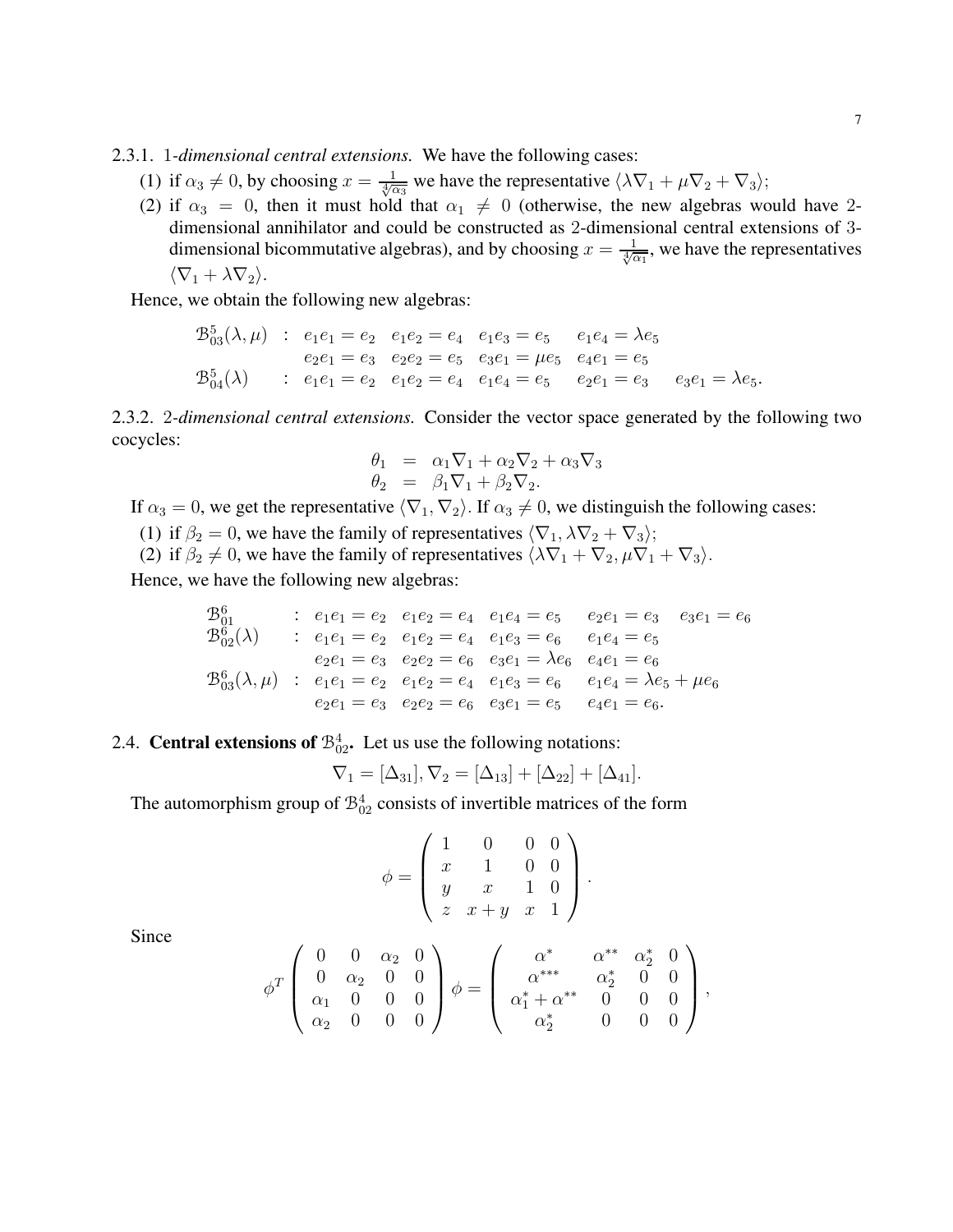2.3.1. 1-*dimensional central extensions.* We have the following cases:

1. if $\alpha_3 \neq 0$, by choosing $x = \frac{1}{\sqrt[4]{\alpha_3}}$ we have the representative $\langle \lambda\nabla_1 + \mu\nabla_2 + \nabla_3 \rangle$;
2. if $\alpha_3 = 0$, then it must hold that $\alpha_1 \neq 0$ (otherwise, the new algebras would have 2-dimensional annihilator and could be constructed as 2-dimensional central extensions of 3-dimensional bicommutative algebras), and by choosing $x = \frac{1}{\sqrt[4]{\alpha_1}}$, we have the representatives $\langle \nabla_1 + \lambda\nabla_2 \rangle$.

Hence, we obtain the following new algebras:

$$
\begin{array}{llllll}
\mathcal{B}^5_{03}(\lambda,\mu) & : & e_1e_1 = e_2 & e_1e_2 = e_4 & e_1e_3 = e_5 & e_1e_4 = \lambda e_5 \\
 & & e_2e_1 = e_3 & e_2e_2 = e_5 & e_3e_1 = \mu e_5 & e_4e_1 = e_5 \\
\mathcal{B}^5_{04}(\lambda) & : & e_1e_1 = e_2 & e_1e_2 = e_4 & e_1e_4 = e_5 & e_2e_1 = e_3 \quad e_3e_1 = \lambda e_5.
\end{array}
$$

2.3.2. 2-*dimensional central extensions.* Consider the vector space generated by the following two cocycles:

$$
\begin{array}{lll}
\theta_1 & = & \alpha_1\nabla_1 + \alpha_2\nabla_2 + \alpha_3\nabla_3 \\
\theta_2 & = & \beta_1\nabla_1 + \beta_2\nabla_2.
\end{array}
$$

If $\alpha_3 = 0$, we get the representative $\langle \nabla_1, \nabla_2 \rangle$. If $\alpha_3 \neq 0$, we distinguish the following cases:

1. if $\beta_2 = 0$, we have the family of representatives $\langle \nabla_1, \lambda\nabla_2 + \nabla_3 \rangle$;
2. if $\beta_2 \neq 0$, we have the family of representatives $\langle \lambda\nabla_1 + \nabla_2, \mu\nabla_1 + \nabla_3 \rangle$.

Hence, we have the following new algebras:

$$
\begin{array}{llllll}
\mathcal{B}^6_{01} & : & e_1e_1 = e_2 & e_1e_2 = e_4 & e_1e_4 = e_5 & e_2e_1 = e_3 \quad e_3e_1 = e_6 \\
\mathcal{B}^6_{02}(\lambda) & : & e_1e_1 = e_2 & e_1e_2 = e_4 & e_1e_3 = e_6 & e_1e_4 = e_5 \\
 & & e_2e_1 = e_3 & e_2e_2 = e_6 & e_3e_1 = \lambda e_6 & e_4e_1 = e_6 \\
\mathcal{B}^6_{03}(\lambda,\mu) & : & e_1e_1 = e_2 & e_1e_2 = e_4 & e_1e_3 = e_6 & e_1e_4 = \lambda e_5 + \mu e_6 \\
 & & e_2e_1 = e_3 & e_2e_2 = e_6 & e_3e_1 = e_5 & e_4e_1 = e_6.
\end{array}
$$

2.4. **Central extensions of $\mathcal{B}^4_{02}$.** Let us use the following notations:

$$
\nabla_1 = [\Delta_{31}], \nabla_2 = [\Delta_{13}] + [\Delta_{22}] + [\Delta_{41}].
$$

The automorphism group of $\mathcal{B}^4_{02}$ consists of invertible matrices of the form

$$
\phi = \begin{pmatrix} 1 & 0 & 0 & 0 \\ x & 1 & 0 & 0 \\ y & x & 1 & 0 \\ z & x+y & x & 1 \end{pmatrix}.
$$

Since

$$
\phi^T \begin{pmatrix} 0 & 0 & \alpha_2 & 0 \\ 0 & \alpha_2 & 0 & 0 \\ \alpha_1 & 0 & 0 & 0 \\ \alpha_2 & 0 & 0 & 0 \end{pmatrix} \phi = \begin{pmatrix} \alpha^* & \alpha^{**} & \alpha_2^* & 0 \\ \alpha^{***} & \alpha_2^* & 0 & 0 \\ \alpha_1^* + \alpha^{**} & 0 & 0 & 0 \\ \alpha_2^* & 0 & 0 & 0 \end{pmatrix},
$$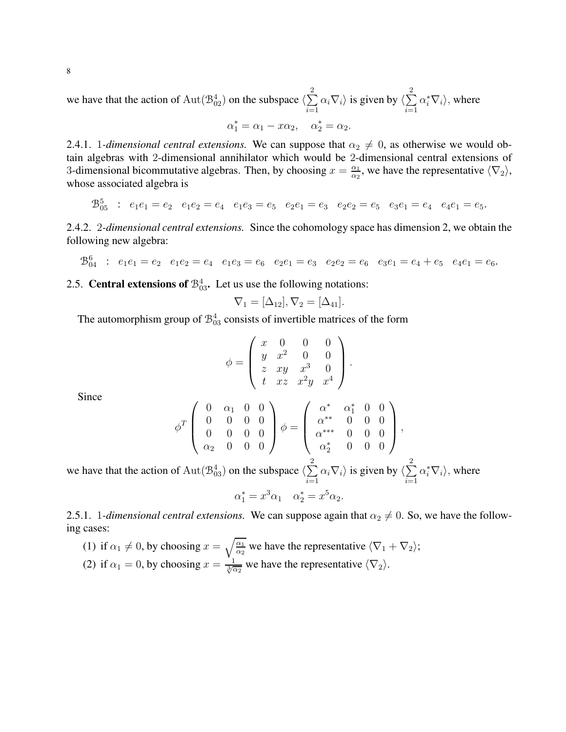we have that the action of $\mathrm{Aut}(\mathcal{B}^4_{02})$ on the subspace $\langle \sum\limits_{i=1}^{2} \alpha_i \nabla_i \rangle$ is given by $\langle \sum\limits_{i=1}^{2} \alpha_i^* \nabla_i \rangle$, where

$$\alpha_1^* = \alpha_1 - x\alpha_2, \quad \alpha_2^* = \alpha_2.$$

2.4.1. 1*-dimensional central extensions.* We can suppose that $\alpha_2 \neq 0$, as otherwise we would obtain algebras with 2-dimensional annihilator which would be 2-dimensional central extensions of 3-dimensional bicommutative algebras. Then, by choosing $x = \frac{\alpha_1}{\alpha_2}$, we have the representative $\langle \nabla_2 \rangle$, whose associated algebra is

$$\mathcal{B}^5_{05} \;\; : \;\; e_1e_1 = e_2 \quad e_1e_2 = e_4 \quad e_1e_3 = e_5 \quad e_2e_1 = e_3 \quad e_2e_2 = e_5 \quad e_3e_1 = e_4 \quad e_4e_1 = e_5.$$

2.4.2. 2*-dimensional central extensions.* Since the cohomology space has dimension 2, we obtain the following new algebra:

$$\mathcal{B}^6_{04} \;\; : \;\; e_1e_1 = e_2 \quad e_1e_2 = e_4 \quad e_1e_3 = e_6 \quad e_2e_1 = e_3 \quad e_2e_2 = e_6 \quad e_3e_1 = e_4 + e_5 \quad e_4e_1 = e_6.$$

2.5. **Central extensions of** $\mathcal{B}^4_{03}$**.** Let us use the following notations:

$$\nabla_1 = [\Delta_{12}], \nabla_2 = [\Delta_{41}].$$

The automorphism group of $\mathcal{B}^4_{03}$ consists of invertible matrices of the form

$$\phi = \begin{pmatrix} x & 0 & 0 & 0 \\ y & x^2 & 0 & 0 \\ z & xy & x^3 & 0 \\ t & xz & x^2y & x^4 \end{pmatrix}.$$

Since

$$\phi^T \begin{pmatrix} 0 & \alpha_1 & 0 & 0 \\ 0 & 0 & 0 & 0 \\ 0 & 0 & 0 & 0 \\ \alpha_2 & 0 & 0 & 0 \end{pmatrix} \phi = \begin{pmatrix} \alpha^* & \alpha_1^* & 0 & 0 \\ \alpha^{**} & 0 & 0 & 0 \\ \alpha^{***} & 0 & 0 & 0 \\ \alpha_2^* & 0 & 0 & 0 \end{pmatrix},$$

we have that the action of $\mathrm{Aut}(\mathcal{B}^4_{03})$ on the subspace $\langle \sum\limits_{i=1}^{2} \alpha_i \nabla_i \rangle$ is given by $\langle \sum\limits_{i=1}^{2} \alpha_i^* \nabla_i \rangle$, where

$$\alpha_1^* = x^3\alpha_1 \quad \alpha_2^* = x^5\alpha_2.$$

2.5.1. 1*-dimensional central extensions.* We can suppose again that $\alpha_2 \neq 0$. So, we have the following cases:

(1) if $\alpha_1 \neq 0$, by choosing $x = \sqrt{\frac{\alpha_1}{\alpha_2}}$ we have the representative $\langle \nabla_1 + \nabla_2 \rangle$;

(2) if $\alpha_1 = 0$, by choosing $x = \frac{1}{\sqrt[3]{\alpha_2}}$ we have the representative $\langle \nabla_2 \rangle$.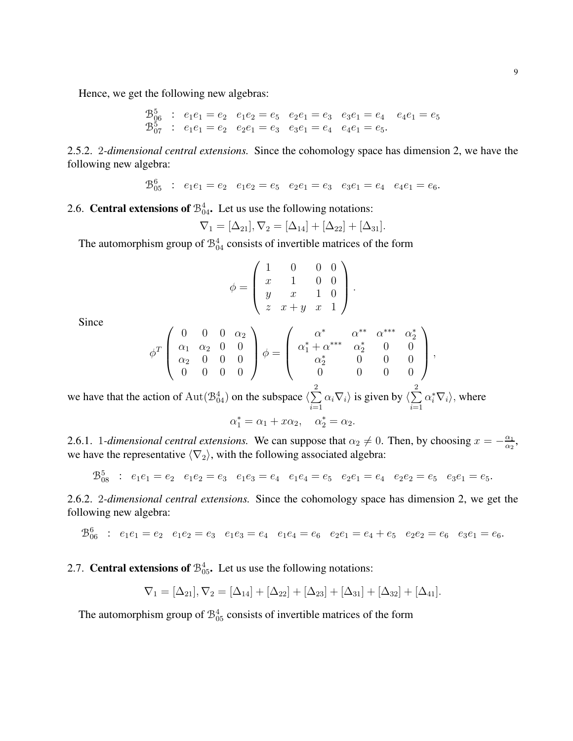Hence, we get the following new algebras:

$$
\begin{array}{lllllll}
\mathcal{B}^5_{06} & : & e_1e_1 = e_2 & e_1e_2 = e_5 & e_2e_1 = e_3 & e_3e_1 = e_4 & e_4e_1 = e_5 \\
\mathcal{B}^5_{07} & : & e_1e_1 = e_2 & e_2e_1 = e_3 & e_3e_1 = e_4 & e_4e_1 = e_5. &
\end{array}
$$

2.5.2. *2-dimensional central extensions.* Since the cohomology space has dimension 2, we have the following new algebra:

$$
\mathcal{B}^6_{05} \ : \ e_1e_1 = e_2 \quad e_1e_2 = e_5 \quad e_2e_1 = e_3 \quad e_3e_1 = e_4 \quad e_4e_1 = e_6.
$$

2.6. **Central extensions of $\mathcal{B}^4_{04}$.** Let us use the following notations:

$$
\nabla_1 = [\Delta_{21}], \nabla_2 = [\Delta_{14}] + [\Delta_{22}] + [\Delta_{31}].
$$

The automorphism group of $\mathcal{B}^4_{04}$ consists of invertible matrices of the form

$$
\phi = \begin{pmatrix} 1 & 0 & 0 & 0 \\ x & 1 & 0 & 0 \\ y & x & 1 & 0 \\ z & x+y & x & 1 \end{pmatrix}.
$$

Since

$$
\phi^T \begin{pmatrix} 0 & 0 & 0 & \alpha_2 \\ \alpha_1 & \alpha_2 & 0 & 0 \\ \alpha_2 & 0 & 0 & 0 \\ 0 & 0 & 0 & 0 \end{pmatrix} \phi = \begin{pmatrix} \alpha^* & \alpha^{**} & \alpha^{***} & \alpha_2^* \\ \alpha_1^* + \alpha^{***} & \alpha_2^* & 0 & 0 \\ \alpha_2^* & 0 & 0 & 0 \\ 0 & 0 & 0 & 0 \end{pmatrix},
$$

we have that the action of $\operatorname{Aut}(\mathcal{B}^4_{04})$ on the subspace $\langle \sum\limits_{i=1}^{2} \alpha_i \nabla_i \rangle$ is given by $\langle \sum\limits_{i=1}^{2} \alpha_i^* \nabla_i \rangle$, where

$$
\alpha_1^* = \alpha_1 + x\alpha_2, \quad \alpha_2^* = \alpha_2.
$$

2.6.1. *1-dimensional central extensions.* We can suppose that $\alpha_2 \neq 0$. Then, by choosing $x = -\frac{\alpha_1}{\alpha_2}$, we have the representative $\langle \nabla_2 \rangle$, with the following associated algebra:

$$
\mathcal{B}^5_{08} \ : \ e_1e_1 = e_2 \quad e_1e_2 = e_3 \quad e_1e_3 = e_4 \quad e_1e_4 = e_5 \quad e_2e_1 = e_4 \quad e_2e_2 = e_5 \quad e_3e_1 = e_5.
$$

2.6.2. *2-dimensional central extensions.* Since the cohomology space has dimension 2, we get the following new algebra:

$$
\mathcal{B}^6_{06} \ : \ e_1e_1 = e_2 \quad e_1e_2 = e_3 \quad e_1e_3 = e_4 \quad e_1e_4 = e_6 \quad e_2e_1 = e_4 + e_5 \quad e_2e_2 = e_6 \quad e_3e_1 = e_6.
$$

2.7. **Central extensions of $\mathcal{B}^4_{05}$.** Let us use the following notations:

$$
\nabla_1 = [\Delta_{21}], \nabla_2 = [\Delta_{14}] + [\Delta_{22}] + [\Delta_{23}] + [\Delta_{31}] + [\Delta_{32}] + [\Delta_{41}].
$$

The automorphism group of $\mathcal{B}^4_{05}$ consists of invertible matrices of the form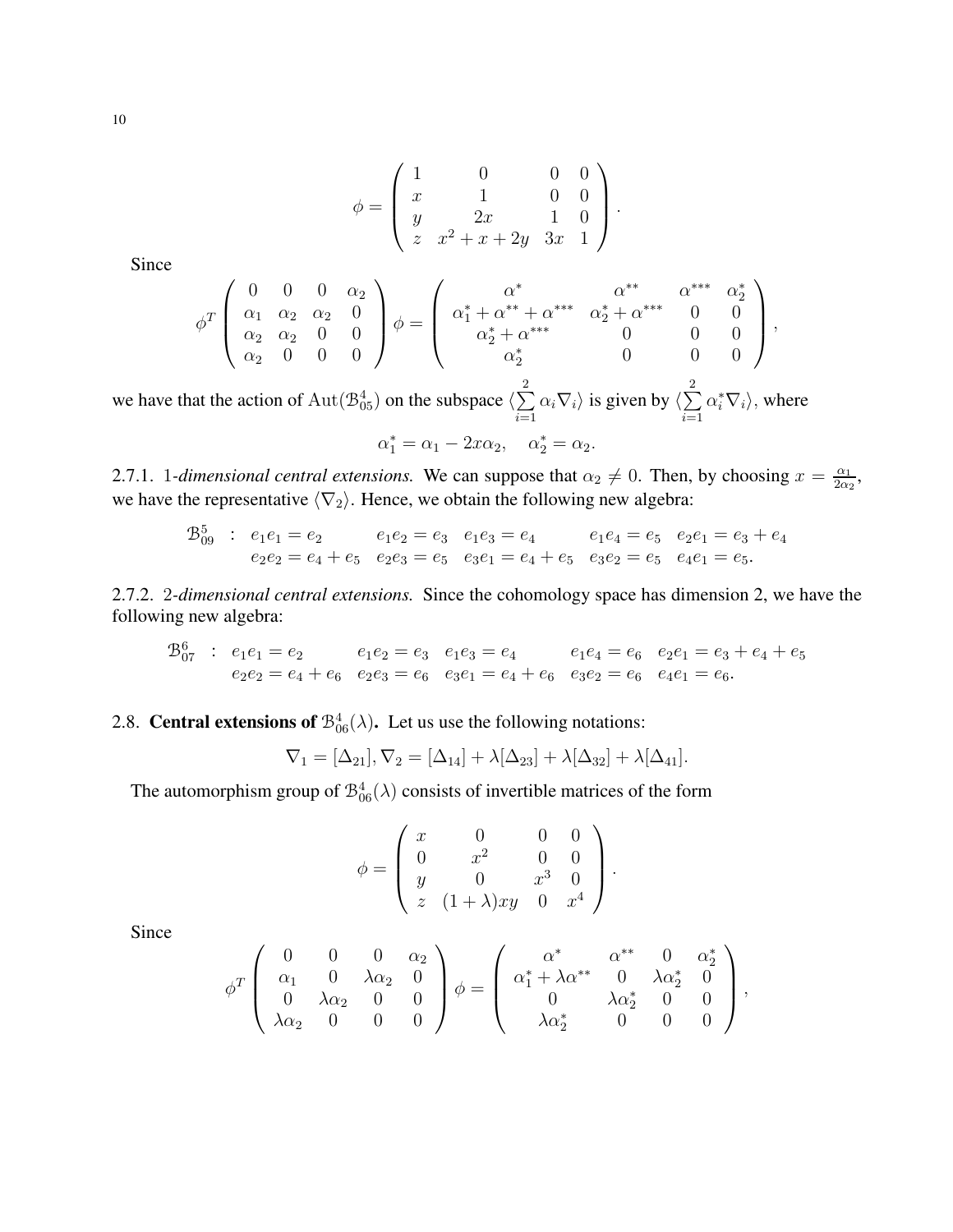$$\phi = \begin{pmatrix} 1 & 0 & 0 & 0 \\ x & 1 & 0 & 0 \\ y & 2x & 1 & 0 \\ z & x^2+x+2y & 3x & 1 \end{pmatrix}.$$

Since

$$\phi^T \begin{pmatrix} 0 & 0 & 0 & \alpha_2 \\ \alpha_1 & \alpha_2 & \alpha_2 & 0 \\ \alpha_2 & \alpha_2 & 0 & 0 \\ \alpha_2 & 0 & 0 & 0 \end{pmatrix} \phi = \begin{pmatrix} \alpha^* & \alpha^{**} & \alpha^{***} & \alpha_2^* \\ \alpha_1^* + \alpha^{**} + \alpha^{***} & \alpha_2^* + \alpha^{***} & 0 & 0 \\ \alpha_2^* + \alpha^{***} & 0 & 0 & 0 \\ \alpha_2^* & 0 & 0 & 0 \end{pmatrix},$$

we have that the action of $\operatorname{Aut}(\mathcal{B}_{05}^4)$ on the subspace $\langle \sum_{i=1}^{2} \alpha_i \nabla_i \rangle$ is given by $\langle \sum_{i=1}^{2} \alpha_i^* \nabla_i \rangle$, where

$$\alpha_1^* = \alpha_1 - 2x\alpha_2, \quad \alpha_2^* = \alpha_2.$$

2.7.1. *1-dimensional central extensions.* We can suppose that $\alpha_2 \neq 0$. Then, by choosing $x = \frac{\alpha_1}{2\alpha_2}$, we have the representative $\langle \nabla_2 \rangle$. Hence, we obtain the following new algebra:

$$\begin{array}{llllll} \mathcal{B}_{09}^5 : & e_1e_1 = e_2 & e_1e_2 = e_3 & e_1e_3 = e_4 & e_1e_4 = e_5 & e_2e_1 = e_3 + e_4 \\ & e_2e_2 = e_4 + e_5 & e_2e_3 = e_5 & e_3e_1 = e_4 + e_5 & e_3e_2 = e_5 & e_4e_1 = e_5. \end{array}$$

2.7.2. *2-dimensional central extensions.* Since the cohomology space has dimension 2, we have the following new algebra:

$$\begin{array}{llllll} \mathcal{B}_{07}^6 : & e_1e_1 = e_2 & e_1e_2 = e_3 & e_1e_3 = e_4 & e_1e_4 = e_6 & e_2e_1 = e_3 + e_4 + e_5 \\ & e_2e_2 = e_4 + e_6 & e_2e_3 = e_6 & e_3e_1 = e_4 + e_6 & e_3e_2 = e_6 & e_4e_1 = e_6. \end{array}$$

## 2.8. **Central extensions of $\mathcal{B}_{06}^4(\lambda)$.**

Let us use the following notations:

$$\nabla_1 = [\Delta_{21}], \nabla_2 = [\Delta_{14}] + \lambda[\Delta_{23}] + \lambda[\Delta_{32}] + \lambda[\Delta_{41}].$$

The automorphism group of $\mathcal{B}_{06}^4(\lambda)$ consists of invertible matrices of the form

$$\phi = \begin{pmatrix} x & 0 & 0 & 0 \\ 0 & x^2 & 0 & 0 \\ y & 0 & x^3 & 0 \\ z & (1+\lambda)xy & 0 & x^4 \end{pmatrix}.$$

Since

$$\phi^T \begin{pmatrix} 0 & 0 & 0 & \alpha_2 \\ \alpha_1 & 0 & \lambda\alpha_2 & 0 \\ 0 & \lambda\alpha_2 & 0 & 0 \\ \lambda\alpha_2 & 0 & 0 & 0 \end{pmatrix} \phi = \begin{pmatrix} \alpha^* & \alpha^{**} & 0 & \alpha_2^* \\ \alpha_1^* + \lambda\alpha^{**} & 0 & \lambda\alpha_2^* & 0 \\ 0 & \lambda\alpha_2^* & 0 & 0 \\ \lambda\alpha_2^* & 0 & 0 & 0 \end{pmatrix},$$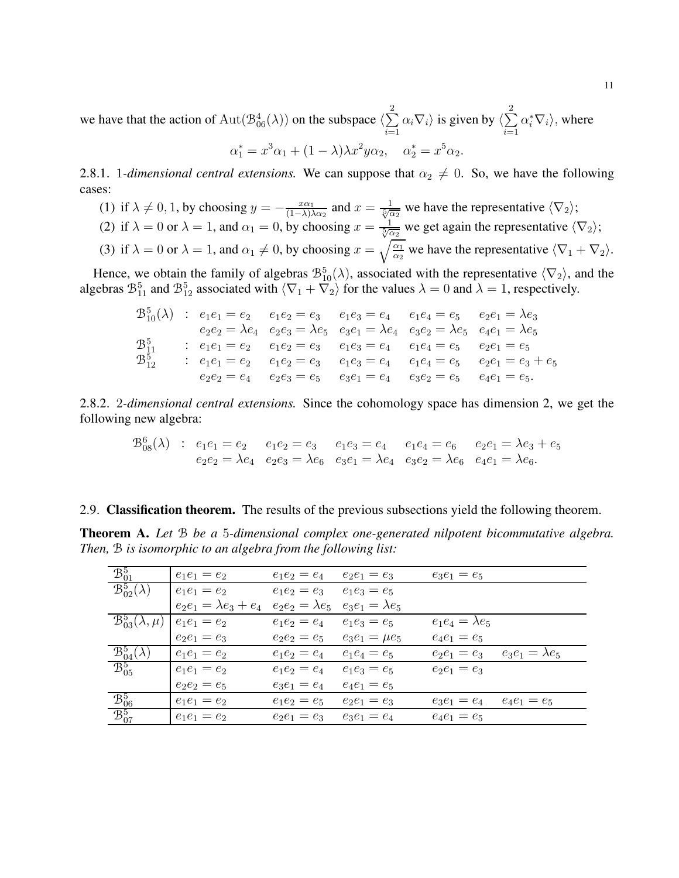we have that the action of $\mathrm{Aut}(\mathcal{B}^4_{06}(\lambda))$ on the subspace $\langle \sum\limits_{i=1}^{2} \alpha_i \nabla_i \rangle$ is given by $\langle \sum\limits_{i=1}^{2} \alpha_i^* \nabla_i \rangle$, where

$$\alpha_1^* = x^3\alpha_1 + (1-\lambda)\lambda x^2 y \alpha_2, \quad \alpha_2^* = x^5\alpha_2.$$

2.8.1. *1-dimensional central extensions.* We can suppose that $\alpha_2 \neq 0$. So, we have the following cases:

1. if $\lambda \neq 0, 1$, by choosing $y = -\frac{x\alpha_1}{(1-\lambda)\lambda\alpha_2}$ and $x = \frac{1}{\sqrt[5]{\alpha_2}}$ we have the representative $\langle \nabla_2 \rangle$;
2. if $\lambda = 0$ or $\lambda = 1$, and $\alpha_1 = 0$, by choosing $x = \frac{1}{\sqrt[5]{\alpha_2}}$ we get again the representative $\langle \nabla_2 \rangle$;
3. if $\lambda = 0$ or $\lambda = 1$, and $\alpha_1 \neq 0$, by choosing $x = \sqrt{\frac{\alpha_1}{\alpha_2}}$ we have the representative $\langle \nabla_1 + \nabla_2 \rangle$.

Hence, we obtain the family of algebras $\mathcal{B}^5_{10}(\lambda)$, associated with the representative $\langle \nabla_2 \rangle$, and the algebras $\mathcal{B}^5_{11}$ and $\mathcal{B}^5_{12}$ associated with $\langle \nabla_1 + \nabla_2 \rangle$ for the values $\lambda = 0$ and $\lambda = 1$, respectively.

$$\begin{array}{llllll}
\mathcal{B}^5_{10}(\lambda) & : & e_1e_1 = e_2 & e_1e_2 = e_3 & e_1e_3 = e_4 & e_1e_4 = e_5 & e_2e_1 = \lambda e_3 \\
& & e_2e_2 = \lambda e_4 & e_2e_3 = \lambda e_5 & e_3e_1 = \lambda e_4 & e_3e_2 = \lambda e_5 & e_4e_1 = \lambda e_5 \\
\mathcal{B}^5_{11} & : & e_1e_1 = e_2 & e_1e_2 = e_3 & e_1e_3 = e_4 & e_1e_4 = e_5 & e_2e_1 = e_5 \\
\mathcal{B}^5_{12} & : & e_1e_1 = e_2 & e_1e_2 = e_3 & e_1e_3 = e_4 & e_1e_4 = e_5 & e_2e_1 = e_3 + e_5 \\
& & e_2e_2 = e_4 & e_2e_3 = e_5 & e_3e_1 = e_4 & e_3e_2 = e_5 & e_4e_1 = e_5.
\end{array}$$

2.8.2. *2-dimensional central extensions.* Since the cohomology space has dimension 2, we get the following new algebra:

$$\begin{array}{llllll}
\mathcal{B}^6_{08}(\lambda) & : & e_1e_1 = e_2 & e_1e_2 = e_3 & e_1e_3 = e_4 & e_1e_4 = e_6 & e_2e_1 = \lambda e_3 + e_5 \\
& & e_2e_2 = \lambda e_4 & e_2e_3 = \lambda e_6 & e_3e_1 = \lambda e_4 & e_3e_2 = \lambda e_6 & e_4e_1 = \lambda e_6.
\end{array}$$

## 2.9. Classification theorem.

The results of the previous subsections yield the following theorem.

**Theorem A.** *Let $\mathcal{B}$ be a 5-dimensional complex one-generated nilpotent bicommutative algebra. Then, $\mathcal{B}$ is isomorphic to an algebra from the following list:*

| | | | | | |
|---|---|---|---|---|---|
| $\mathcal{B}^5_{01}$ | $e_1e_1 = e_2$ | $e_1e_2 = e_4$ | $e_2e_1 = e_3$ | $e_3e_1 = e_5$ | |
| $\mathcal{B}^5_{02}(\lambda)$ | $e_1e_1 = e_2$ | $e_1e_2 = e_3$ | $e_1e_3 = e_5$ | | |
| | $e_2e_1 = \lambda e_3 + e_4$ | $e_2e_2 = \lambda e_5$ | $e_3e_1 = \lambda e_5$ | | |
| $\mathcal{B}^5_{03}(\lambda, \mu)$ | $e_1e_1 = e_2$ | $e_1e_2 = e_4$ | $e_1e_3 = e_5$ | $e_1e_4 = \lambda e_5$ | |
| | $e_2e_1 = e_3$ | $e_2e_2 = e_5$ | $e_3e_1 = \mu e_5$ | $e_4e_1 = e_5$ | |
| $\mathcal{B}^5_{04}(\lambda)$ | $e_1e_1 = e_2$ | $e_1e_2 = e_4$ | $e_1e_4 = e_5$ | $e_2e_1 = e_3$ | $e_3e_1 = \lambda e_5$ |
| $\mathcal{B}^5_{05}$ | $e_1e_1 = e_2$ | $e_1e_2 = e_4$ | $e_1e_3 = e_5$ | $e_2e_1 = e_3$ | |
| | $e_2e_2 = e_5$ | $e_3e_1 = e_4$ | $e_4e_1 = e_5$ | | |
| $\mathcal{B}^5_{06}$ | $e_1e_1 = e_2$ | $e_1e_2 = e_5$ | $e_2e_1 = e_3$ | $e_3e_1 = e_4$ | $e_4e_1 = e_5$ |
| $\mathcal{B}^5_{07}$ | $e_1e_1 = e_2$ | $e_2e_1 = e_3$ | $e_3e_1 = e_4$ | $e_4e_1 = e_5$ | |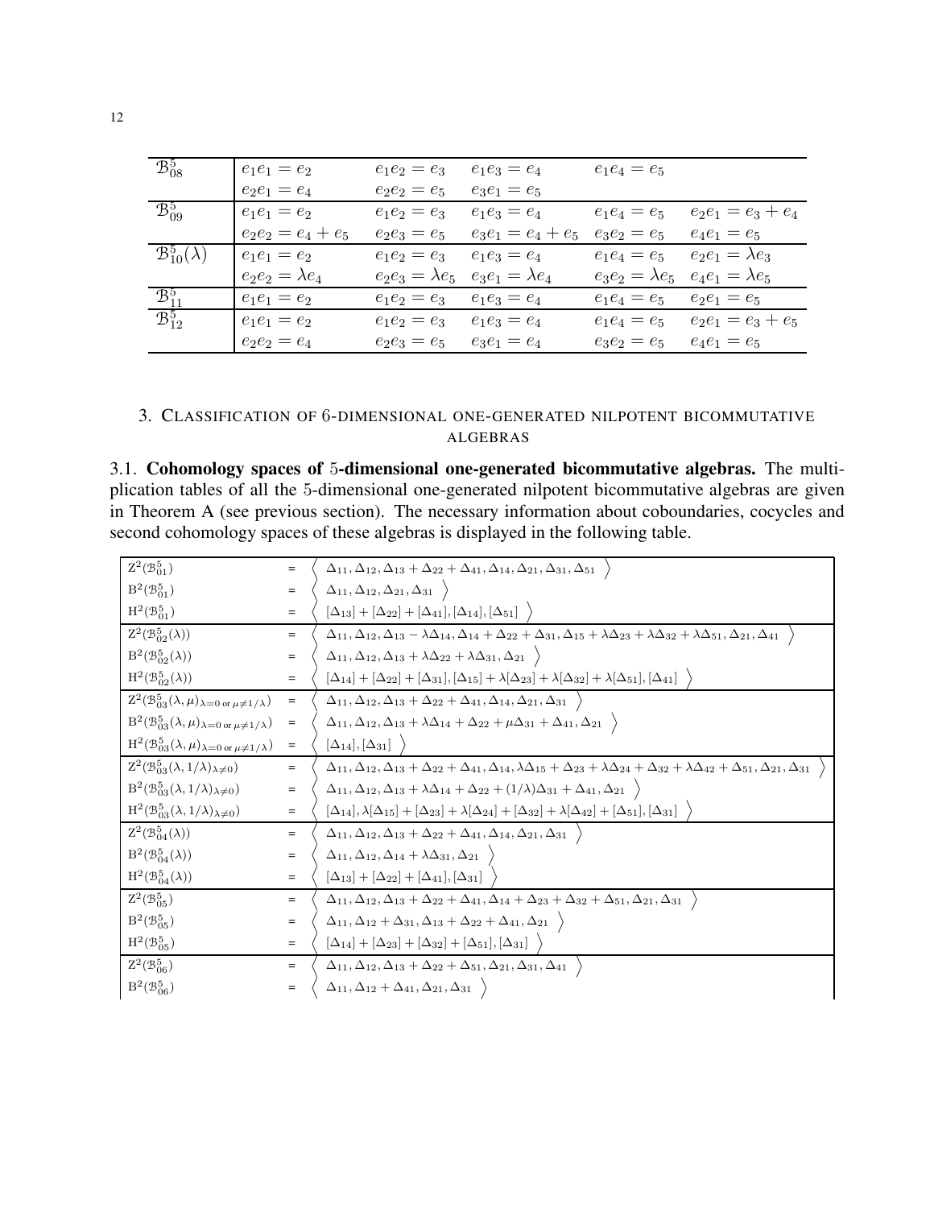| | | | | | |
|---|---|---|---|---|---|
| $\mathcal{B}^5_{08}$ | $e_1e_1 = e_2$ | $e_1e_2 = e_3$ | $e_1e_3 = e_4$ | $e_1e_4 = e_5$ | |
| | $e_2e_1 = e_4$ | $e_2e_2 = e_5$ | $e_3e_1 = e_5$ | | |
| $\mathcal{B}^5_{09}$ | $e_1e_1 = e_2$ | $e_1e_2 = e_3$ | $e_1e_3 = e_4$ | $e_1e_4 = e_5$ | $e_2e_1 = e_3 + e_4$ |
| | $e_2e_2 = e_4 + e_5$ | $e_2e_3 = e_5$ | $e_3e_1 = e_4 + e_5$ | $e_3e_2 = e_5$ | $e_4e_1 = e_5$ |
| $\mathcal{B}^5_{10}(\lambda)$ | $e_1e_1 = e_2$ | $e_1e_2 = e_3$ | $e_1e_3 = e_4$ | $e_1e_4 = e_5$ | $e_2e_1 = \lambda e_3$ |
| | $e_2e_2 = \lambda e_4$ | $e_2e_3 = \lambda e_5$ | $e_3e_1 = \lambda e_4$ | $e_3e_2 = \lambda e_5$ | $e_4e_1 = \lambda e_5$ |
| $\mathcal{B}^5_{11}$ | $e_1e_1 = e_2$ | $e_1e_2 = e_3$ | $e_1e_3 = e_4$ | $e_1e_4 = e_5$ | $e_2e_1 = e_5$ |
| $\mathcal{B}^5_{12}$ | $e_1e_1 = e_2$ | $e_1e_2 = e_3$ | $e_1e_3 = e_4$ | $e_1e_4 = e_5$ | $e_2e_1 = e_3 + e_5$ |
| | $e_2e_2 = e_4$ | $e_2e_3 = e_5$ | $e_3e_1 = e_4$ | $e_3e_2 = e_5$ | $e_4e_1 = e_5$ |

## 3. Classification of 6-dimensional one-generated nilpotent bicommutative algebras

**3.1. Cohomology spaces of 5-dimensional one-generated bicommutative algebras.** The multiplication tables of all the 5-dimensional one-generated nilpotent bicommutative algebras are given in Theorem A (see previous section). The necessary information about coboundaries, cocycles and second cohomology spaces of these algebras is displayed in the following table.

| | | |
|---|---|---|
| $\mathrm{Z}^2(\mathcal{B}^5_{01})$ | = | $\langle \Delta_{11}, \Delta_{12}, \Delta_{13} + \Delta_{22} + \Delta_{41}, \Delta_{14}, \Delta_{21}, \Delta_{31}, \Delta_{51} \rangle$ |
| $\mathrm{B}^2(\mathcal{B}^5_{01})$ | = | $\langle \Delta_{11}, \Delta_{12}, \Delta_{21}, \Delta_{31} \rangle$ |
| $\mathrm{H}^2(\mathcal{B}^5_{01})$ | = | $\langle [\Delta_{13}] + [\Delta_{22}] + [\Delta_{41}], [\Delta_{14}], [\Delta_{51}] \rangle$ |
| $\mathrm{Z}^2(\mathcal{B}^5_{02}(\lambda))$ | = | $\langle \Delta_{11}, \Delta_{12}, \Delta_{13} - \lambda\Delta_{14}, \Delta_{14} + \Delta_{22} + \Delta_{31}, \Delta_{15} + \lambda\Delta_{23} + \lambda\Delta_{32} + \lambda\Delta_{51}, \Delta_{21}, \Delta_{41} \rangle$ |
| $\mathrm{B}^2(\mathcal{B}^5_{02}(\lambda))$ | = | $\langle \Delta_{11}, \Delta_{12}, \Delta_{13} + \lambda\Delta_{22} + \lambda\Delta_{31}, \Delta_{21} \rangle$ |
| $\mathrm{H}^2(\mathcal{B}^5_{02}(\lambda))$ | = | $\langle [\Delta_{14}] + [\Delta_{22}] + [\Delta_{31}], [\Delta_{15}] + \lambda[\Delta_{23}] + \lambda[\Delta_{32}] + \lambda[\Delta_{51}], [\Delta_{41}] \rangle$ |
| $\mathrm{Z}^2(\mathcal{B}^5_{03}(\lambda, \mu)_{\lambda=0 \text{ or } \mu\neq 1/\lambda})$ | = | $\langle \Delta_{11}, \Delta_{12}, \Delta_{13} + \Delta_{22} + \Delta_{41}, \Delta_{14}, \Delta_{21}, \Delta_{31} \rangle$ |
| $\mathrm{B}^2(\mathcal{B}^5_{03}(\lambda, \mu)_{\lambda=0 \text{ or } \mu\neq 1/\lambda})$ | = | $\langle \Delta_{11}, \Delta_{12}, \Delta_{13} + \lambda\Delta_{14} + \Delta_{22} + \mu\Delta_{31} + \Delta_{41}, \Delta_{21} \rangle$ |
| $\mathrm{H}^2(\mathcal{B}^5_{03}(\lambda, \mu)_{\lambda=0 \text{ or } \mu\neq 1/\lambda})$ | = | $\langle [\Delta_{14}], [\Delta_{31}] \rangle$ |
| $\mathrm{Z}^2(\mathcal{B}^5_{03}(\lambda, 1/\lambda)_{\lambda\neq 0})$ | = | $\langle \Delta_{11}, \Delta_{12}, \Delta_{13} + \Delta_{22} + \Delta_{41}, \Delta_{14}, \lambda\Delta_{15} + \Delta_{23} + \lambda\Delta_{24} + \Delta_{32} + \lambda\Delta_{42} + \Delta_{51}, \Delta_{21}, \Delta_{31} \rangle$ |
| $\mathrm{B}^2(\mathcal{B}^5_{03}(\lambda, 1/\lambda)_{\lambda\neq 0})$ | = | $\langle \Delta_{11}, \Delta_{12}, \Delta_{13} + \lambda\Delta_{14} + \Delta_{22} + (1/\lambda)\Delta_{31} + \Delta_{41}, \Delta_{21} \rangle$ |
| $\mathrm{H}^2(\mathcal{B}^5_{03}(\lambda, 1/\lambda)_{\lambda\neq 0})$ | = | $\langle [\Delta_{14}], \lambda[\Delta_{15}] + [\Delta_{23}] + \lambda[\Delta_{24}] + [\Delta_{32}] + \lambda[\Delta_{42}] + [\Delta_{51}], [\Delta_{31}] \rangle$ |
| $\mathrm{Z}^2(\mathcal{B}^5_{04}(\lambda))$ | = | $\langle \Delta_{11}, \Delta_{12}, \Delta_{13} + \Delta_{22} + \Delta_{41}, \Delta_{14}, \Delta_{21}, \Delta_{31} \rangle$ |
| $\mathrm{B}^2(\mathcal{B}^5_{04}(\lambda))$ | = | $\langle \Delta_{11}, \Delta_{12}, \Delta_{14} + \lambda\Delta_{31}, \Delta_{21} \rangle$ |
| $\mathrm{H}^2(\mathcal{B}^5_{04}(\lambda))$ | = | $\langle [\Delta_{13}] + [\Delta_{22}] + [\Delta_{41}], [\Delta_{31}] \rangle$ |
| $\mathrm{Z}^2(\mathcal{B}^5_{05})$ | = | $\langle \Delta_{11}, \Delta_{12}, \Delta_{13} + \Delta_{22} + \Delta_{41}, \Delta_{14} + \Delta_{23} + \Delta_{32} + \Delta_{51}, \Delta_{21}, \Delta_{31} \rangle$ |
| $\mathrm{B}^2(\mathcal{B}^5_{05})$ | = | $\langle \Delta_{11}, \Delta_{12} + \Delta_{31}, \Delta_{13} + \Delta_{22} + \Delta_{41}, \Delta_{21} \rangle$ |
| $\mathrm{H}^2(\mathcal{B}^5_{05})$ | = | $\langle [\Delta_{14}] + [\Delta_{23}] + [\Delta_{32}] + [\Delta_{51}], [\Delta_{31}] \rangle$ |
| $\mathrm{Z}^2(\mathcal{B}^5_{06})$ | = | $\langle \Delta_{11}, \Delta_{12}, \Delta_{13} + \Delta_{22} + \Delta_{51}, \Delta_{21}, \Delta_{31}, \Delta_{41} \rangle$ |
| $\mathrm{B}^2(\mathcal{B}^5_{06})$ | = | $\langle \Delta_{11}, \Delta_{12} + \Delta_{41}, \Delta_{21}, \Delta_{31} \rangle$ |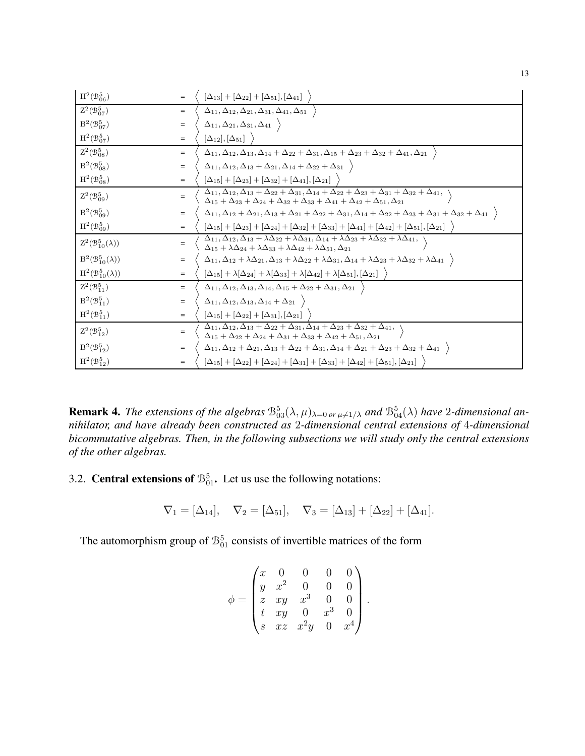| | | |
|---|---|---|
| $\mathrm{H}^2(\mathcal{B}^5_{06})$ | = | $\langle [\Delta_{13}]+[\Delta_{22}]+[\Delta_{51}], [\Delta_{41}] \rangle$ |
| $\mathrm{Z}^2(\mathcal{B}^5_{07})$ | = | $\langle \Delta_{11}, \Delta_{12}, \Delta_{21}, \Delta_{31}, \Delta_{41}, \Delta_{51} \rangle$ |
| $\mathrm{B}^2(\mathcal{B}^5_{07})$ | = | $\langle \Delta_{11}, \Delta_{21}, \Delta_{31}, \Delta_{41} \rangle$ |
| $\mathrm{H}^2(\mathcal{B}^5_{07})$ | = | $\langle [\Delta_{12}], [\Delta_{51}] \rangle$ |
| $\mathrm{Z}^2(\mathcal{B}^5_{08})$ | = | $\langle \Delta_{11}, \Delta_{12}, \Delta_{13}, \Delta_{14}+\Delta_{22}+\Delta_{31}, \Delta_{15}+\Delta_{23}+\Delta_{32}+\Delta_{41}, \Delta_{21} \rangle$ |
| $\mathrm{B}^2(\mathcal{B}^5_{08})$ | = | $\langle \Delta_{11}, \Delta_{12}, \Delta_{13}+\Delta_{21}, \Delta_{14}+\Delta_{22}+\Delta_{31} \rangle$ |
| $\mathrm{H}^2(\mathcal{B}^5_{08})$ | = | $\langle [\Delta_{15}]+[\Delta_{23}]+[\Delta_{32}]+[\Delta_{41}], [\Delta_{21}] \rangle$ |
| $\mathrm{Z}^2(\mathcal{B}^5_{09})$ | = | $\langle \Delta_{11}, \Delta_{12}, \Delta_{13}+\Delta_{22}+\Delta_{31}, \Delta_{14}+\Delta_{22}+\Delta_{23}+\Delta_{31}+\Delta_{32}+\Delta_{41}, \Delta_{15}+\Delta_{23}+\Delta_{24}+\Delta_{32}+\Delta_{33}+\Delta_{41}+\Delta_{42}+\Delta_{51}, \Delta_{21} \rangle$ |
| $\mathrm{B}^2(\mathcal{B}^5_{09})$ | = | $\langle \Delta_{11}, \Delta_{12}+\Delta_{21}, \Delta_{13}+\Delta_{21}+\Delta_{22}+\Delta_{31}, \Delta_{14}+\Delta_{22}+\Delta_{23}+\Delta_{31}+\Delta_{32}+\Delta_{41} \rangle$ |
| $\mathrm{H}^2(\mathcal{B}^5_{09})$ | = | $\langle [\Delta_{15}]+[\Delta_{23}]+[\Delta_{24}]+[\Delta_{32}]+[\Delta_{33}]+[\Delta_{41}]+[\Delta_{42}]+[\Delta_{51}], [\Delta_{21}] \rangle$ |
| $\mathrm{Z}^2(\mathcal{B}^5_{10}(\lambda))$ | = | $\langle \Delta_{11}, \Delta_{12}, \Delta_{13}+\lambda\Delta_{22}+\lambda\Delta_{31}, \Delta_{14}+\lambda\Delta_{23}+\lambda\Delta_{32}+\lambda\Delta_{41}, \Delta_{15}+\lambda\Delta_{24}+\lambda\Delta_{33}+\lambda\Delta_{42}+\lambda\Delta_{51}, \Delta_{21} \rangle$ |
| $\mathrm{B}^2(\mathcal{B}^5_{10}(\lambda))$ | = | $\langle \Delta_{11}, \Delta_{12}+\lambda\Delta_{21}, \Delta_{13}+\lambda\Delta_{22}+\lambda\Delta_{31}, \Delta_{14}+\lambda\Delta_{23}+\lambda\Delta_{32}+\lambda\Delta_{41} \rangle$ |
| $\mathrm{H}^2(\mathcal{B}^5_{10}(\lambda))$ | = | $\langle [\Delta_{15}]+\lambda[\Delta_{24}]+\lambda[\Delta_{33}]+\lambda[\Delta_{42}]+\lambda[\Delta_{51}], [\Delta_{21}] \rangle$ |
| $\mathrm{Z}^2(\mathcal{B}^5_{11})$ | = | $\langle \Delta_{11}, \Delta_{12}, \Delta_{13}, \Delta_{14}, \Delta_{15}+\Delta_{22}+\Delta_{31}, \Delta_{21} \rangle$ |
| $\mathrm{B}^2(\mathcal{B}^5_{11})$ | = | $\langle \Delta_{11}, \Delta_{12}, \Delta_{13}, \Delta_{14}+\Delta_{21} \rangle$ |
| $\mathrm{H}^2(\mathcal{B}^5_{11})$ | = | $\langle [\Delta_{15}]+[\Delta_{22}]+[\Delta_{31}], [\Delta_{21}] \rangle$ |
| $\mathrm{Z}^2(\mathcal{B}^5_{12})$ | = | $\langle \Delta_{11}, \Delta_{12}, \Delta_{13}+\Delta_{22}+\Delta_{31}, \Delta_{14}+\Delta_{23}+\Delta_{32}+\Delta_{41}, \Delta_{15}+\Delta_{22}+\Delta_{24}+\Delta_{31}+\Delta_{33}+\Delta_{42}+\Delta_{51}, \Delta_{21} \rangle$ |
| $\mathrm{B}^2(\mathcal{B}^5_{12})$ | = | $\langle \Delta_{11}, \Delta_{12}+\Delta_{21}, \Delta_{13}+\Delta_{22}+\Delta_{31}, \Delta_{14}+\Delta_{21}+\Delta_{23}+\Delta_{32}+\Delta_{41} \rangle$ |
| $\mathrm{H}^2(\mathcal{B}^5_{12})$ | = | $\langle [\Delta_{15}]+[\Delta_{22}]+[\Delta_{24}]+[\Delta_{31}]+[\Delta_{33}]+[\Delta_{42}]+[\Delta_{51}], [\Delta_{21}] \rangle$ |

**Remark 4.** *The extensions of the algebras $\mathcal{B}^5_{03}(\lambda,\mu)_{\lambda=0 \text{ or } \mu\neq 1/\lambda}$ and $\mathcal{B}^5_{04}(\lambda)$ have 2-dimensional annihilator, and have already been constructed as 2-dimensional central extensions of 4-dimensional bicommutative algebras. Then, in the following subsections we will study only the central extensions of the other algebras.*

### 3.2. Central extensions of $\mathcal{B}^5_{01}$.

Let us use the following notations:

$$\nabla_1 = [\Delta_{14}], \quad \nabla_2 = [\Delta_{51}], \quad \nabla_3 = [\Delta_{13}] + [\Delta_{22}] + [\Delta_{41}].$$

The automorphism group of $\mathcal{B}^5_{01}$ consists of invertible matrices of the form

$$\phi = \begin{pmatrix} x & 0 & 0 & 0 & 0 \\ y & x^2 & 0 & 0 & 0 \\ z & xy & x^3 & 0 & 0 \\ t & xy & 0 & x^3 & 0 \\ s & xz & x^2y & 0 & x^4 \end{pmatrix}.$$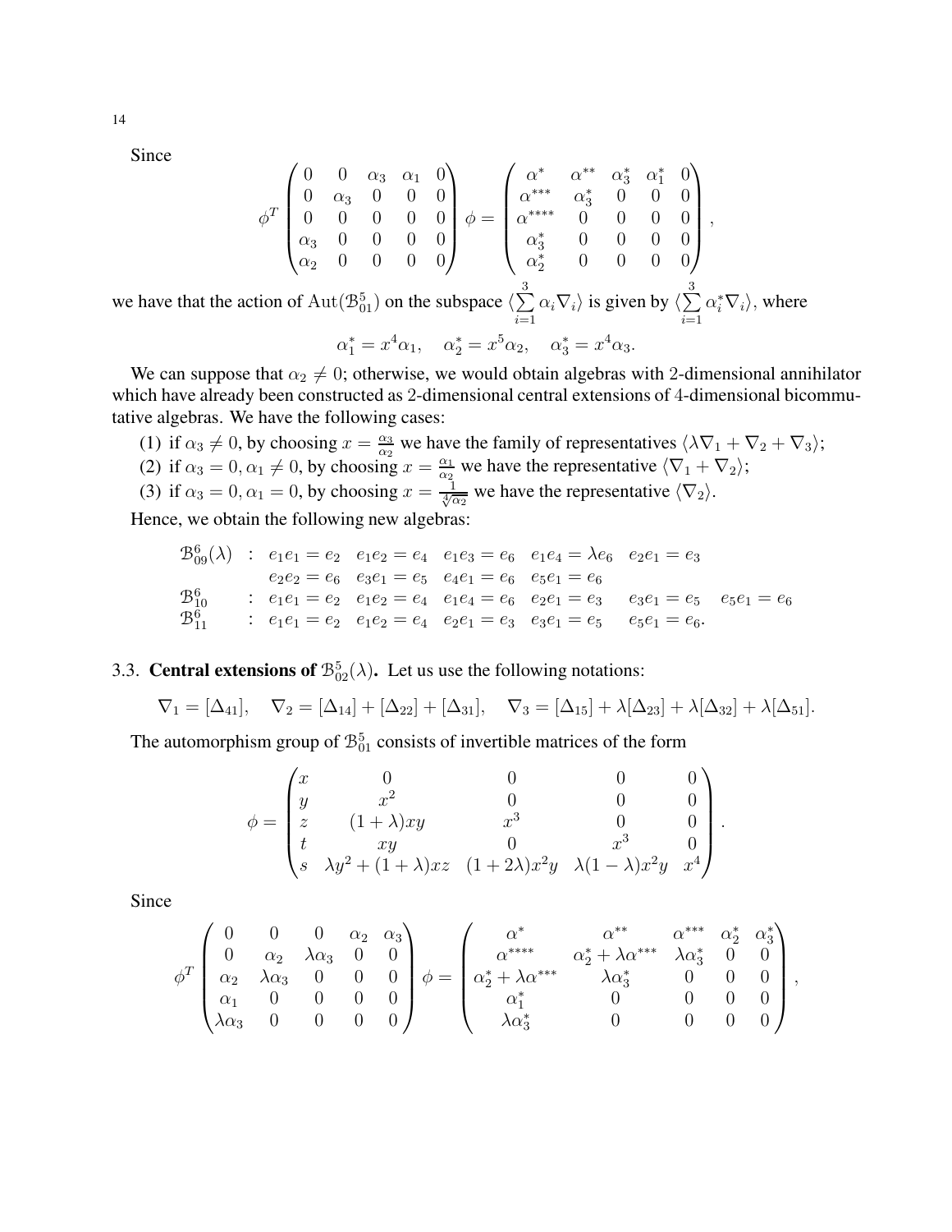Since

$$\phi^T \begin{pmatrix} 0 & 0 & \alpha_3 & \alpha_1 & 0 \\ 0 & \alpha_3 & 0 & 0 & 0 \\ 0 & 0 & 0 & 0 & 0 \\ \alpha_3 & 0 & 0 & 0 & 0 \\ \alpha_2 & 0 & 0 & 0 & 0 \end{pmatrix} \phi = \begin{pmatrix} \alpha^* & \alpha^{**} & \alpha_3^* & \alpha_1^* & 0 \\ \alpha^{***} & \alpha_3^* & 0 & 0 & 0 \\ \alpha^{****} & 0 & 0 & 0 & 0 \\ \alpha_3^* & 0 & 0 & 0 & 0 \\ \alpha_2^* & 0 & 0 & 0 & 0 \end{pmatrix},$$

we have that the action of $\operatorname{Aut}(\mathfrak{B}^5_{01})$ on the subspace $\langle \sum_{i=1}^{3} \alpha_i \nabla_i \rangle$ is given by $\langle \sum_{i=1}^{3} \alpha_i^* \nabla_i \rangle$, where

$$\alpha_1^* = x^4 \alpha_1, \quad \alpha_2^* = x^5 \alpha_2, \quad \alpha_3^* = x^4 \alpha_3.$$

We can suppose that $\alpha_2 \neq 0$; otherwise, we would obtain algebras with 2-dimensional annihilator which have already been constructed as 2-dimensional central extensions of 4-dimensional bicommutative algebras. We have the following cases:

(1) if $\alpha_3 \neq 0$, by choosing $x = \frac{\alpha_3}{\alpha_2}$ we have the family of representatives $\langle \lambda \nabla_1 + \nabla_2 + \nabla_3 \rangle$;
(2) if $\alpha_3 = 0, \alpha_1 \neq 0$, by choosing $x = \frac{\alpha_1}{\alpha_2}$ we have the representative $\langle \nabla_1 + \nabla_2 \rangle$;
(3) if $\alpha_3 = 0, \alpha_1 = 0$, by choosing $x = \frac{1}{\sqrt[4]{\alpha_2}}$ we have the representative $\langle \nabla_2 \rangle$.

Hence, we obtain the following new algebras:

$$\begin{array}{lllllll} \mathfrak{B}^6_{09}(\lambda) & : & e_1e_1 = e_2 & e_1e_2 = e_4 & e_1e_3 = e_6 & e_1e_4 = \lambda e_6 & e_2e_1 = e_3 \\ & & e_2e_2 = e_6 & e_3e_1 = e_5 & e_4e_1 = e_6 & e_5e_1 = e_6 & \\ \mathfrak{B}^6_{10} & : & e_1e_1 = e_2 & e_1e_2 = e_4 & e_1e_4 = e_6 & e_2e_1 = e_3 & e_3e_1 = e_5 \quad e_5e_1 = e_6 \\ \mathfrak{B}^6_{11} & : & e_1e_1 = e_2 & e_1e_2 = e_4 & e_2e_1 = e_3 & e_3e_1 = e_5 & e_5e_1 = e_6. \end{array}$$

### 3.3. **Central extensions of $\mathfrak{B}^5_{02}(\lambda)$.** 

Let us use the following notations:

$$\nabla_1 = [\Delta_{41}], \quad \nabla_2 = [\Delta_{14}] + [\Delta_{22}] + [\Delta_{31}], \quad \nabla_3 = [\Delta_{15}] + \lambda[\Delta_{23}] + \lambda[\Delta_{32}] + \lambda[\Delta_{51}].$$

The automorphism group of $\mathfrak{B}^5_{01}$ consists of invertible matrices of the form

$$\phi = \begin{pmatrix} x & 0 & 0 & 0 & 0 \\ y & x^2 & 0 & 0 & 0 \\ z & (1+\lambda)xy & x^3 & 0 & 0 \\ t & xy & 0 & x^3 & 0 \\ s & \lambda y^2 + (1+\lambda)xz & (1+2\lambda)x^2y & \lambda(1-\lambda)x^2y & x^4 \end{pmatrix}.$$

Since

$$\phi^T \begin{pmatrix} 0 & 0 & 0 & \alpha_2 & \alpha_3 \\ 0 & \alpha_2 & \lambda\alpha_3 & 0 & 0 \\ \alpha_2 & \lambda\alpha_3 & 0 & 0 & 0 \\ \alpha_1 & 0 & 0 & 0 & 0 \\ \lambda\alpha_3 & 0 & 0 & 0 & 0 \end{pmatrix} \phi = \begin{pmatrix} \alpha^* & \alpha^{**} & \alpha^{***} & \alpha_2^* & \alpha_3^* \\ \alpha^{****} & \alpha_2^* + \lambda\alpha^{***} & \lambda\alpha_3^* & 0 & 0 \\ \alpha_2^* + \lambda\alpha^{***} & \lambda\alpha_3^* & 0 & 0 & 0 \\ \alpha_1^* & 0 & 0 & 0 & 0 \\ \lambda\alpha_3^* & 0 & 0 & 0 & 0 \end{pmatrix},$$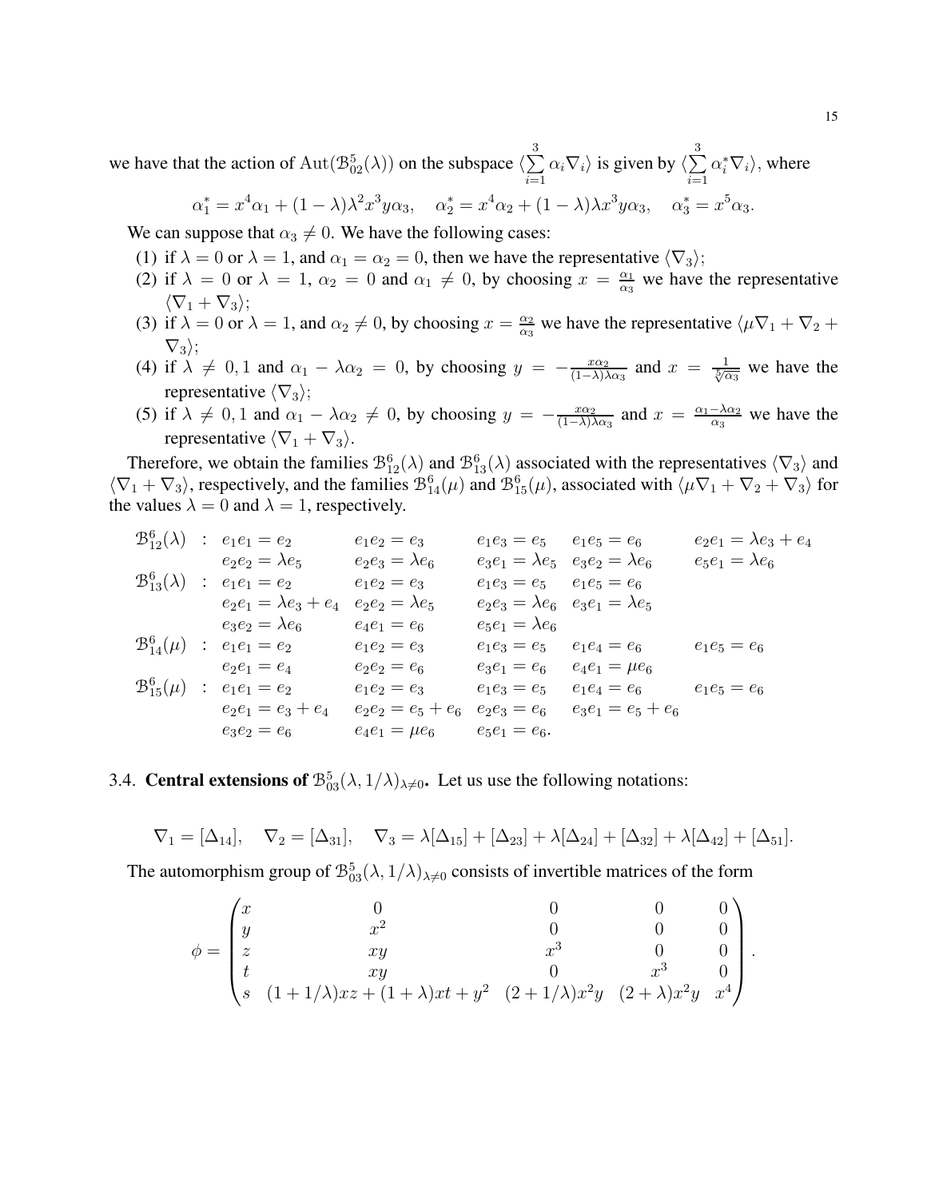we have that the action of $\mathrm{Aut}(\mathcal{B}^5_{02}(\lambda))$ on the subspace $\langle \sum\limits_{i=1}^{3} \alpha_i \nabla_i \rangle$ is given by $\langle \sum\limits_{i=1}^{3} \alpha_i^* \nabla_i \rangle$, where

$$\alpha_1^* = x^4\alpha_1 + (1-\lambda)\lambda^2 x^3 y\alpha_3, \quad \alpha_2^* = x^4\alpha_2 + (1-\lambda)\lambda x^3 y \alpha_3, \quad \alpha_3^* = x^5\alpha_3.$$

We can suppose that $\alpha_3 \neq 0$. We have the following cases:

1. if $\lambda = 0$ or $\lambda = 1$, and $\alpha_1 = \alpha_2 = 0$, then we have the representative $\langle \nabla_3 \rangle$;
2. if $\lambda = 0$ or $\lambda = 1$, $\alpha_2 = 0$ and $\alpha_1 \neq 0$, by choosing $x = \frac{\alpha_1}{\alpha_3}$ we have the representative $\langle \nabla_1 + \nabla_3 \rangle$;
3. if $\lambda = 0$ or $\lambda = 1$, and $\alpha_2 \neq 0$, by choosing $x = \frac{\alpha_2}{\alpha_3}$ we have the representative $\langle \mu\nabla_1 + \nabla_2 + \nabla_3 \rangle$;
4. if $\lambda \neq 0, 1$ and $\alpha_1 - \lambda\alpha_2 = 0$, by choosing $y = -\frac{x\alpha_2}{(1-\lambda)\lambda\alpha_3}$ and $x = \frac{1}{\sqrt[5]{\alpha_3}}$ we have the representative $\langle \nabla_3 \rangle$;
5. if $\lambda \neq 0, 1$ and $\alpha_1 - \lambda\alpha_2 \neq 0$, by choosing $y = -\frac{x\alpha_2}{(1-\lambda)\lambda\alpha_3}$ and $x = \frac{\alpha_1 - \lambda\alpha_2}{\alpha_3}$ we have the representative $\langle \nabla_1 + \nabla_3 \rangle$.

Therefore, we obtain the families $\mathcal{B}^6_{12}(\lambda)$ and $\mathcal{B}^6_{13}(\lambda)$ associated with the representatives $\langle \nabla_3 \rangle$ and $\langle \nabla_1 + \nabla_3 \rangle$, respectively, and the families $\mathcal{B}^6_{14}(\mu)$ and $\mathcal{B}^6_{15}(\mu)$, associated with $\langle \mu\nabla_1 + \nabla_2 + \nabla_3 \rangle$ for the values $\lambda = 0$ and $\lambda = 1$, respectively.

$$
\begin{array}{lllllll}
\mathcal{B}^6_{12}(\lambda) & : & e_1e_1 = e_2 & e_1e_2 = e_3 & e_1e_3 = e_5 & e_1e_5 = e_6 & e_2e_1 = \lambda e_3 + e_4 \\
 & & e_2e_2 = \lambda e_5 & e_2e_3 = \lambda e_6 & e_3e_1 = \lambda e_5 & e_3e_2 = \lambda e_6 & e_5e_1 = \lambda e_6 \\
\mathcal{B}^6_{13}(\lambda) & : & e_1e_1 = e_2 & e_1e_2 = e_3 & e_1e_3 = e_5 & e_1e_5 = e_6 & \\
 & & e_2e_1 = \lambda e_3 + e_4 & e_2e_2 = \lambda e_5 & e_2e_3 = \lambda e_6 & e_3e_1 = \lambda e_5 & \\
 & & e_3e_2 = \lambda e_6 & e_4e_1 = e_6 & e_5e_1 = \lambda e_6 & & \\
\mathcal{B}^6_{14}(\mu) & : & e_1e_1 = e_2 & e_1e_2 = e_3 & e_1e_3 = e_5 & e_1e_4 = e_6 & e_1e_5 = e_6 \\
 & & e_2e_1 = e_4 & e_2e_2 = e_6 & e_3e_1 = e_6 & e_4e_1 = \mu e_6 & \\
\mathcal{B}^6_{15}(\mu) & : & e_1e_1 = e_2 & e_1e_2 = e_3 & e_1e_3 = e_5 & e_1e_4 = e_6 & e_1e_5 = e_6 \\
 & & e_2e_1 = e_3 + e_4 & e_2e_2 = e_5 + e_6 & e_2e_3 = e_6 & e_3e_1 = e_5 + e_6 & \\
 & & e_3e_2 = e_6 & e_4e_1 = \mu e_6 & e_5e_1 = e_6. & &
\end{array}
$$

### 3.4. **Central extensions of** $\mathcal{B}^5_{03}(\lambda, 1/\lambda)_{\lambda\neq 0}$. 

Let us use the following notations:

$$\nabla_1 = [\Delta_{14}], \quad \nabla_2 = [\Delta_{31}], \quad \nabla_3 = \lambda[\Delta_{15}] + [\Delta_{23}] + \lambda[\Delta_{24}] + [\Delta_{32}] + \lambda[\Delta_{42}] + [\Delta_{51}].$$

The automorphism group of $\mathcal{B}^5_{03}(\lambda, 1/\lambda)_{\lambda\neq 0}$ consists of invertible matrices of the form

$$\phi = \begin{pmatrix}
x & 0 & 0 & 0 & 0 \\
y & x^2 & 0 & 0 & 0 \\
z & xy & x^3 & 0 & 0 \\
t & xy & 0 & x^3 & 0 \\
s & (1+1/\lambda)xz + (1+\lambda)xt + y^2 & (2+1/\lambda)x^2y & (2+\lambda)x^2y & x^4
\end{pmatrix}.$$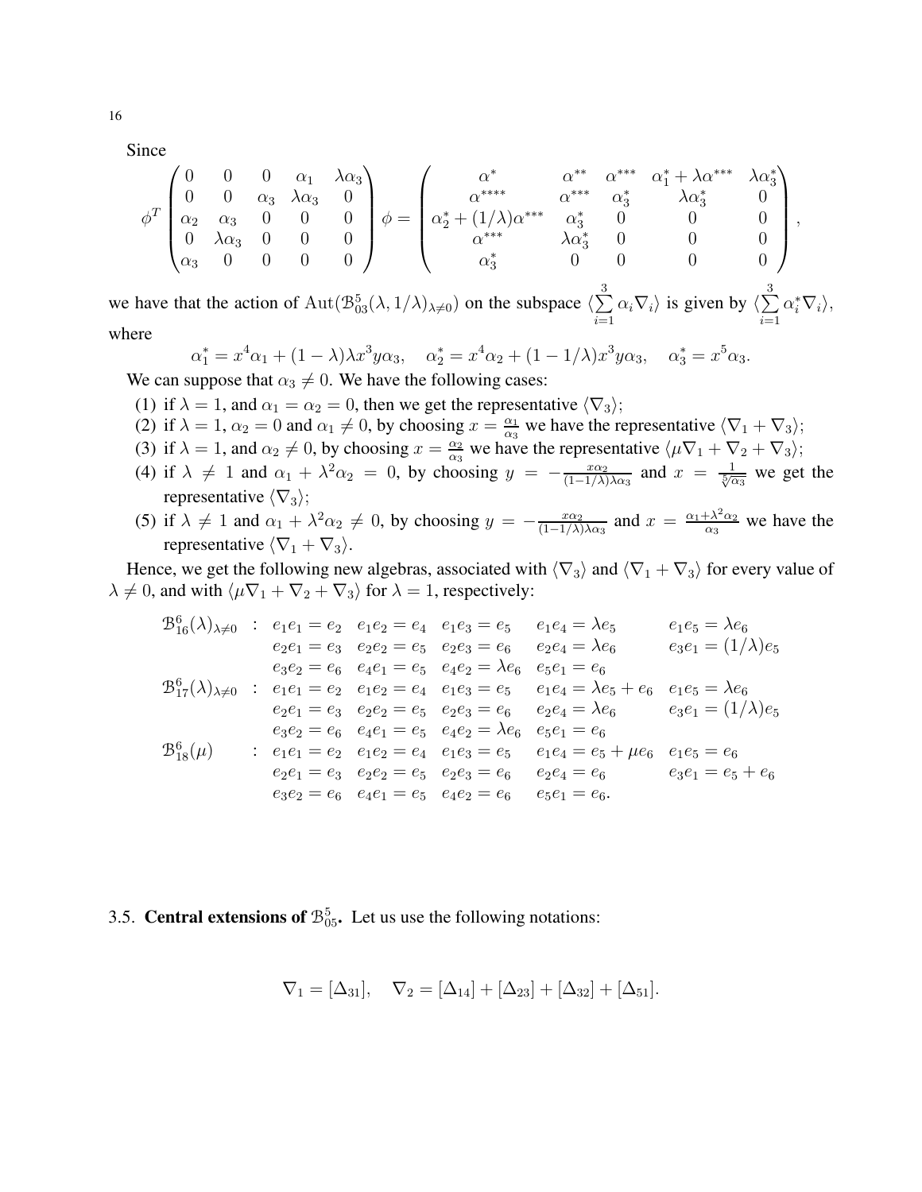Since

$$\phi^T \begin{pmatrix} 0 & 0 & 0 & \alpha_1 & \lambda\alpha_3 \\ 0 & 0 & \alpha_3 & \lambda\alpha_3 & 0 \\ \alpha_2 & \alpha_3 & 0 & 0 & 0 \\ 0 & \lambda\alpha_3 & 0 & 0 & 0 \\ \alpha_3 & 0 & 0 & 0 & 0 \end{pmatrix} \phi = \begin{pmatrix} \alpha^* & \alpha^{**} & \alpha^{***} & \alpha_1^* + \lambda\alpha^{***} & \lambda\alpha_3^* \\ \alpha^{****} & \alpha^{***} & \alpha_3^* & \lambda\alpha_3^* & 0 \\ \alpha_2^* + (1/\lambda)\alpha^{***} & \alpha_3^* & 0 & 0 & 0 \\ \alpha^{***} & \lambda\alpha_3^* & 0 & 0 & 0 \\ \alpha_3^* & 0 & 0 & 0 & 0 \end{pmatrix},$$

we have that the action of $\mathrm{Aut}(\mathcal{B}_{03}^5(\lambda, 1/\lambda)_{\lambda\neq 0})$ on the subspace $\langle \sum_{i=1}^{3} \alpha_i \nabla_i \rangle$ is given by $\langle \sum_{i=1}^{3} \alpha_i^* \nabla_i \rangle$, where

$$\alpha_1^* = x^4\alpha_1 + (1-\lambda)\lambda x^3 y\alpha_3, \quad \alpha_2^* = x^4\alpha_2 + (1-1/\lambda)x^3 y\alpha_3, \quad \alpha_3^* = x^5\alpha_3.$$

We can suppose that $\alpha_3 \neq 0$. We have the following cases:

(1) if $\lambda = 1$, and $\alpha_1 = \alpha_2 = 0$, then we get the representative $\langle \nabla_3 \rangle$;

(2) if $\lambda = 1$, $\alpha_2 = 0$ and $\alpha_1 \neq 0$, by choosing $x = \frac{\alpha_1}{\alpha_3}$ we have the representative $\langle \nabla_1 + \nabla_3 \rangle$;

(3) if $\lambda = 1$, and $\alpha_2 \neq 0$, by choosing $x = \frac{\alpha_2}{\alpha_3}$ we have the representative $\langle \mu\nabla_1 + \nabla_2 + \nabla_3 \rangle$;

(4) if $\lambda \neq 1$ and $\alpha_1 + \lambda^2\alpha_2 = 0$, by choosing $y = -\frac{x\alpha_2}{(1-1/\lambda)\lambda\alpha_3}$ and $x = \frac{1}{\sqrt[5]{\alpha_3}}$ we get the representative $\langle \nabla_3 \rangle$;

(5) if $\lambda \neq 1$ and $\alpha_1 + \lambda^2\alpha_2 \neq 0$, by choosing $y = -\frac{x\alpha_2}{(1-1/\lambda)\lambda\alpha_3}$ and $x = \frac{\alpha_1 + \lambda^2\alpha_2}{\alpha_3}$ we have the representative $\langle \nabla_1 + \nabla_3 \rangle$.

Hence, we get the following new algebras, associated with $\langle \nabla_3 \rangle$ and $\langle \nabla_1 + \nabla_3 \rangle$ for every value of $\lambda \neq 0$, and with $\langle \mu\nabla_1 + \nabla_2 + \nabla_3 \rangle$ for $\lambda = 1$, respectively:

$$\begin{array}{llllll}
\mathcal{B}_{16}^6(\lambda)_{\lambda\neq 0} & : & e_1e_1 = e_2 \quad e_1e_2 = e_4 & e_1e_3 = e_5 & e_1e_4 = \lambda e_5 & e_1e_5 = \lambda e_6 \\
 & & e_2e_1 = e_3 \quad e_2e_2 = e_5 & e_2e_3 = e_6 & e_2e_4 = \lambda e_6 & e_3e_1 = (1/\lambda)e_5 \\
 & & e_3e_2 = e_6 \quad e_4e_1 = e_5 & e_4e_2 = \lambda e_6 & e_5e_1 = e_6 & \\
\mathcal{B}_{17}^6(\lambda)_{\lambda\neq 0} & : & e_1e_1 = e_2 \quad e_1e_2 = e_4 & e_1e_3 = e_5 & e_1e_4 = \lambda e_5 + e_6 & e_1e_5 = \lambda e_6 \\
 & & e_2e_1 = e_3 \quad e_2e_2 = e_5 & e_2e_3 = e_6 & e_2e_4 = \lambda e_6 & e_3e_1 = (1/\lambda)e_5 \\
 & & e_3e_2 = e_6 \quad e_4e_1 = e_5 & e_4e_2 = \lambda e_6 & e_5e_1 = e_6 & \\
\mathcal{B}_{18}^6(\mu) & : & e_1e_1 = e_2 \quad e_1e_2 = e_4 & e_1e_3 = e_5 & e_1e_4 = e_5 + \mu e_6 & e_1e_5 = e_6 \\
 & & e_2e_1 = e_3 \quad e_2e_2 = e_5 & e_2e_3 = e_6 & e_2e_4 = e_6 & e_3e_1 = e_5 + e_6 \\
 & & e_3e_2 = e_6 \quad e_4e_1 = e_5 & e_4e_2 = e_6 & e_5e_1 = e_6. &
\end{array}$$

### 3.5. Central extensions of $\mathcal{B}_{05}^5$.

Let us use the following notations:

$$\nabla_1 = [\Delta_{31}], \quad \nabla_2 = [\Delta_{14}] + [\Delta_{23}] + [\Delta_{32}] + [\Delta_{51}].$$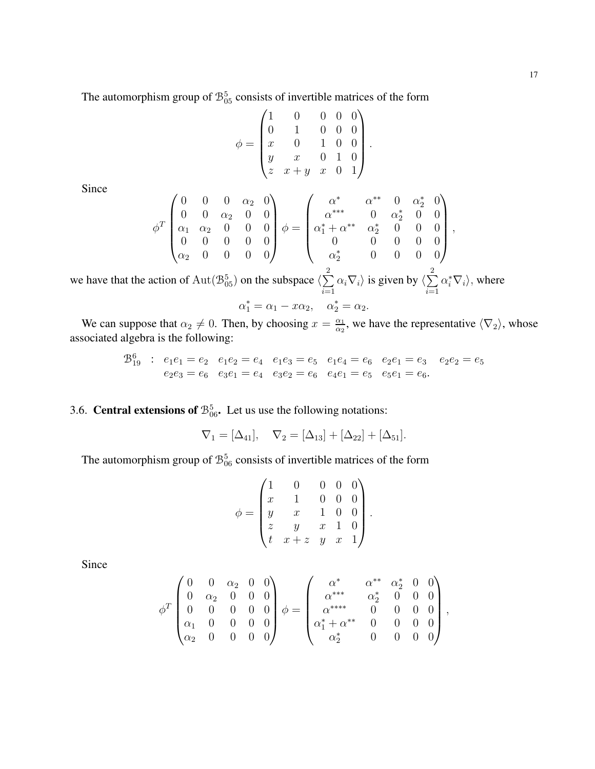The automorphism group of $\mathcal{B}^5_{05}$ consists of invertible matrices of the form

$$\phi = \begin{pmatrix} 1 & 0 & 0 & 0 & 0 \\ 0 & 1 & 0 & 0 & 0 \\ x & 0 & 1 & 0 & 0 \\ y & x & 0 & 1 & 0 \\ z & x+y & x & 0 & 1 \end{pmatrix}.$$

Since

$$\phi^T \begin{pmatrix} 0 & 0 & 0 & \alpha_2 & 0 \\ 0 & 0 & \alpha_2 & 0 & 0 \\ \alpha_1 & \alpha_2 & 0 & 0 & 0 \\ 0 & 0 & 0 & 0 & 0 \\ \alpha_2 & 0 & 0 & 0 & 0 \end{pmatrix} \phi = \begin{pmatrix} \alpha^* & \alpha^{**} & 0 & \alpha_2^* & 0 \\ \alpha^{***} & 0 & \alpha_2^* & 0 & 0 \\ \alpha_1^* + \alpha^{**} & \alpha_2^* & 0 & 0 & 0 \\ 0 & 0 & 0 & 0 & 0 \\ \alpha_2^* & 0 & 0 & 0 & 0 \end{pmatrix},$$

we have that the action of $\mathrm{Aut}(\mathcal{B}^5_{05})$ on the subspace $\langle \sum\limits_{i=1}^{2} \alpha_i \nabla_i \rangle$ is given by $\langle \sum\limits_{i=1}^{2} \alpha_i^* \nabla_i \rangle$, where

$$\alpha_1^* = \alpha_1 - x\alpha_2, \quad \alpha_2^* = \alpha_2.$$

We can suppose that $\alpha_2 \neq 0$. Then, by choosing $x = \frac{\alpha_1}{\alpha_2}$, we have the representative $\langle \nabla_2 \rangle$, whose associated algebra is the following:

$$\begin{array}{lllllll} \mathcal{B}^6_{19} & : & e_1e_1 = e_2 & e_1e_2 = e_4 & e_1e_3 = e_5 & e_1e_4 = e_6 & e_2e_1 = e_3 \quad e_2e_2 = e_5 \\ & & e_2e_3 = e_6 & e_3e_1 = e_4 & e_3e_2 = e_6 & e_4e_1 = e_5 & e_5e_1 = e_6. \end{array}$$

## 3.6. Central extensions of $\mathcal{B}^5_{06}$.

Let us use the following notations:

$$\nabla_1 = [\Delta_{41}], \quad \nabla_2 = [\Delta_{13}] + [\Delta_{22}] + [\Delta_{51}].$$

The automorphism group of $\mathcal{B}^5_{06}$ consists of invertible matrices of the form

$$\phi = \begin{pmatrix} 1 & 0 & 0 & 0 & 0 \\ x & 1 & 0 & 0 & 0 \\ y & x & 1 & 0 & 0 \\ z & y & x & 1 & 0 \\ t & x+z & y & x & 1 \end{pmatrix}.$$

Since

$$\phi^T \begin{pmatrix} 0 & 0 & \alpha_2 & 0 & 0 \\ 0 & \alpha_2 & 0 & 0 & 0 \\ 0 & 0 & 0 & 0 & 0 \\ \alpha_1 & 0 & 0 & 0 & 0 \\ \alpha_2 & 0 & 0 & 0 & 0 \end{pmatrix} \phi = \begin{pmatrix} \alpha^* & \alpha^{**} & \alpha_2^* & 0 & 0 \\ \alpha^{***} & \alpha_2^* & 0 & 0 & 0 \\ \alpha^{****} & 0 & 0 & 0 & 0 \\ \alpha_1^* + \alpha^{**} & 0 & 0 & 0 & 0 \\ \alpha_2^* & 0 & 0 & 0 & 0 \end{pmatrix},$$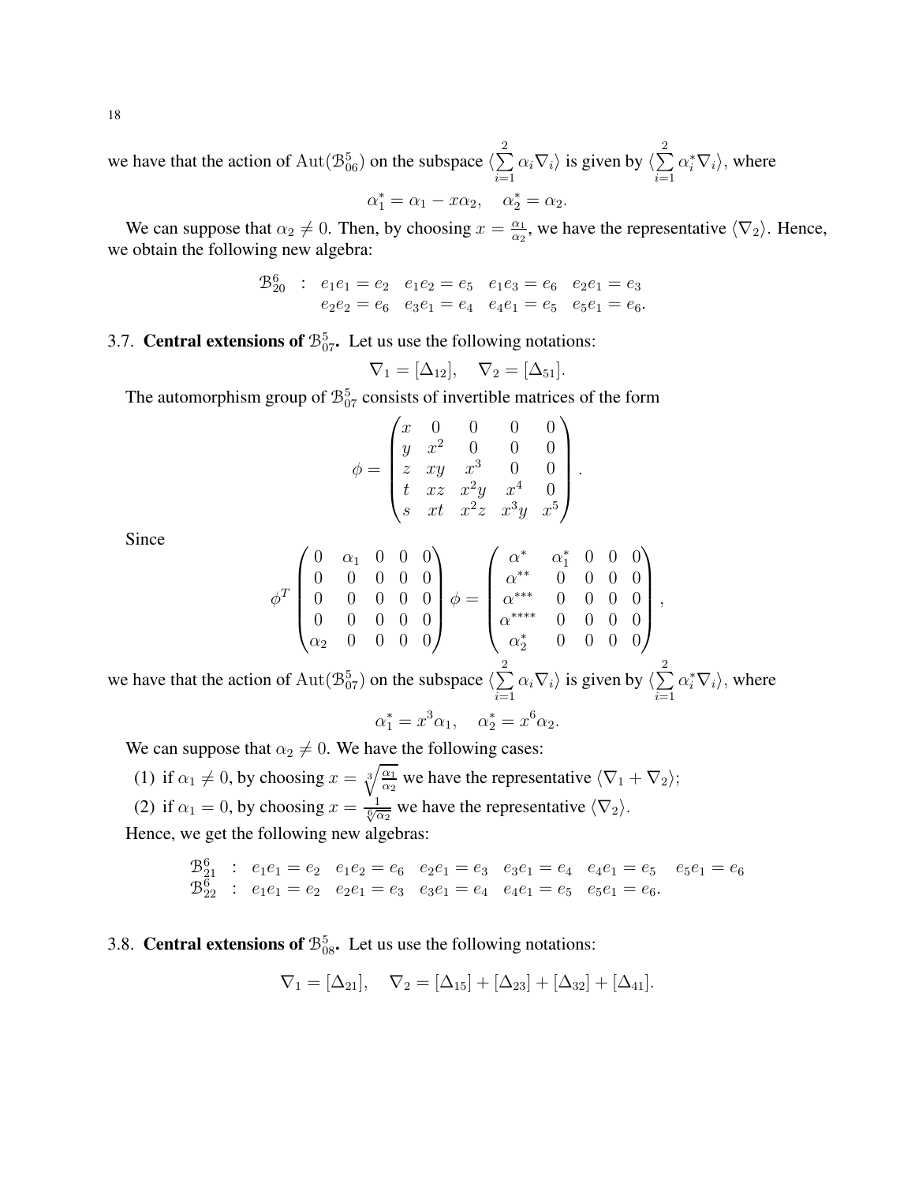we have that the action of $\mathrm{Aut}(\mathcal{B}^5_{06})$ on the subspace $\langle \sum\limits_{i=1}^{2} \alpha_i \nabla_i \rangle$ is given by $\langle \sum\limits_{i=1}^{2} \alpha_i^* \nabla_i \rangle$, where

$$\alpha_1^* = \alpha_1 - x\alpha_2, \quad \alpha_2^* = \alpha_2.$$

We can suppose that $\alpha_2 \neq 0$. Then, by choosing $x = \frac{\alpha_1}{\alpha_2}$, we have the representative $\langle \nabla_2 \rangle$. Hence, we obtain the following new algebra:

$$\begin{array}{lllll} \mathcal{B}^6_{20} & : & e_1e_1 = e_2 \quad e_1e_2 = e_5 \quad e_1e_3 = e_6 \quad e_2e_1 = e_3 \\ & & e_2e_2 = e_6 \quad e_3e_1 = e_4 \quad e_4e_1 = e_5 \quad e_5e_1 = e_6. \end{array}$$

## 3.7. Central extensions of $\mathcal{B}^5_{07}$.

Let us use the following notations:

$$\nabla_1 = [\Delta_{12}], \quad \nabla_2 = [\Delta_{51}].$$

The automorphism group of $\mathcal{B}^5_{07}$ consists of invertible matrices of the form

$$\phi = \begin{pmatrix} x & 0 & 0 & 0 & 0 \\ y & x^2 & 0 & 0 & 0 \\ z & xy & x^3 & 0 & 0 \\ t & xz & x^2y & x^4 & 0 \\ s & xt & x^2z & x^3y & x^5 \end{pmatrix}.$$

Since

$$\phi^T \begin{pmatrix} 0 & \alpha_1 & 0 & 0 & 0 \\ 0 & 0 & 0 & 0 & 0 \\ 0 & 0 & 0 & 0 & 0 \\ 0 & 0 & 0 & 0 & 0 \\ \alpha_2 & 0 & 0 & 0 & 0 \end{pmatrix} \phi = \begin{pmatrix} \alpha^* & \alpha_1^* & 0 & 0 & 0 \\ \alpha^{**} & 0 & 0 & 0 & 0 \\ \alpha^{***} & 0 & 0 & 0 & 0 \\ \alpha^{****} & 0 & 0 & 0 & 0 \\ \alpha_2^* & 0 & 0 & 0 & 0 \end{pmatrix},$$

we have that the action of $\mathrm{Aut}(\mathcal{B}^5_{07})$ on the subspace $\langle \sum\limits_{i=1}^{2} \alpha_i \nabla_i \rangle$ is given by $\langle \sum\limits_{i=1}^{2} \alpha_i^* \nabla_i \rangle$, where

$$\alpha_1^* = x^3\alpha_1, \quad \alpha_2^* = x^6\alpha_2.$$

We can suppose that $\alpha_2 \neq 0$. We have the following cases:

(1) if $\alpha_1 \neq 0$, by choosing $x = \sqrt[3]{\frac{\alpha_1}{\alpha_2}}$ we have the representative $\langle \nabla_1 + \nabla_2 \rangle$;

(2) if $\alpha_1 = 0$, by choosing $x = \frac{1}{\sqrt[6]{\alpha_2}}$ we have the representative $\langle \nabla_2 \rangle$.

Hence, we get the following new algebras:

$$\begin{array}{lll} \mathcal{B}^6_{21} & : & e_1e_1 = e_2 \quad e_1e_2 = e_6 \quad e_2e_1 = e_3 \quad e_3e_1 = e_4 \quad e_4e_1 = e_5 \quad e_5e_1 = e_6 \\ \mathcal{B}^6_{22} & : & e_1e_1 = e_2 \quad e_2e_1 = e_3 \quad e_3e_1 = e_4 \quad e_4e_1 = e_5 \quad e_5e_1 = e_6. \end{array}$$

## 3.8. Central extensions of $\mathcal{B}^5_{08}$.

Let us use the following notations:

$$\nabla_1 = [\Delta_{21}], \quad \nabla_2 = [\Delta_{15}] + [\Delta_{23}] + [\Delta_{32}] + [\Delta_{41}].$$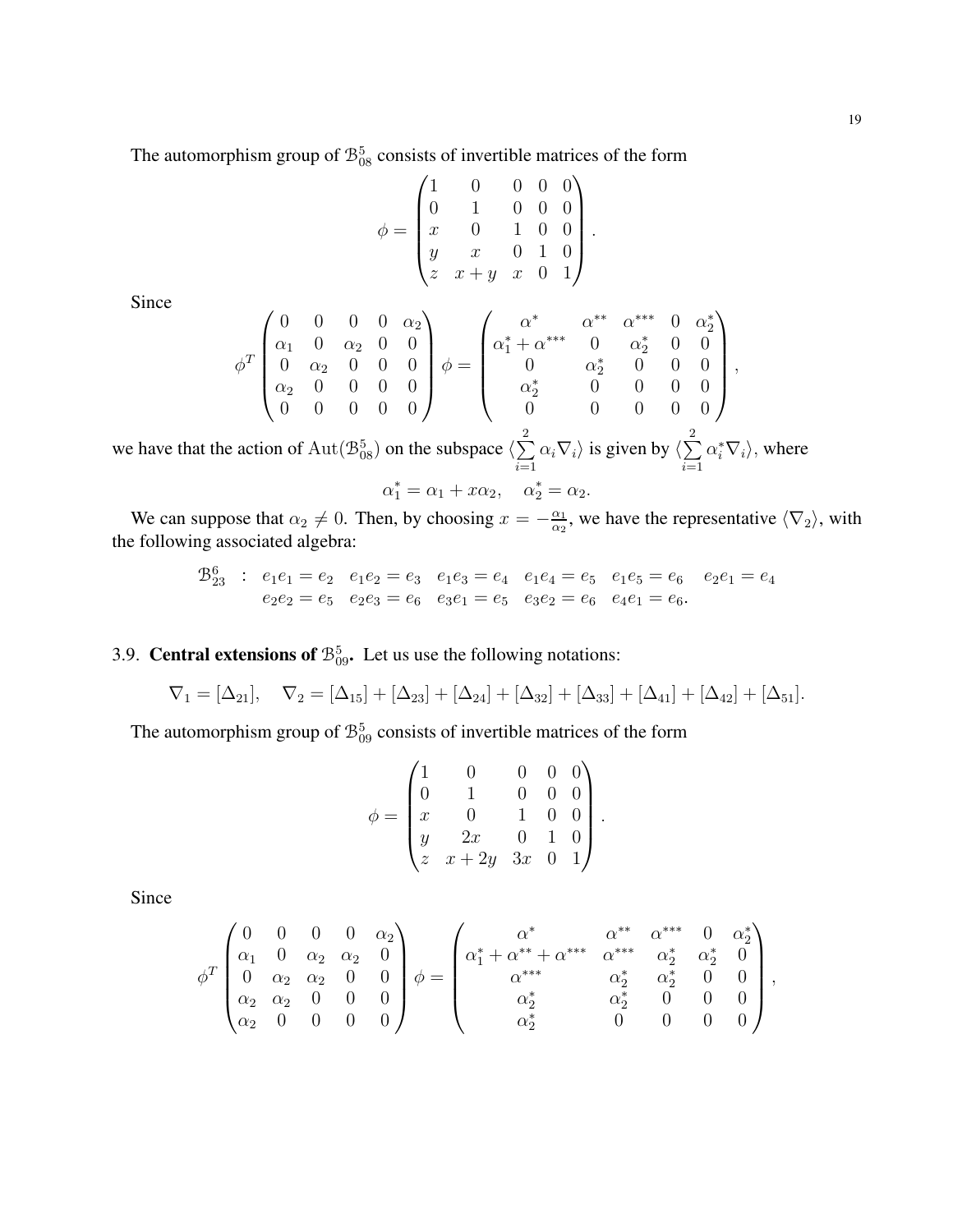The automorphism group of $\mathcal{B}^5_{08}$ consists of invertible matrices of the form

$$\phi = \begin{pmatrix} 1 & 0 & 0 & 0 & 0 \\ 0 & 1 & 0 & 0 & 0 \\ x & 0 & 1 & 0 & 0 \\ y & x & 0 & 1 & 0 \\ z & x+y & x & 0 & 1 \end{pmatrix}.$$

Since

$$\phi^T \begin{pmatrix} 0 & 0 & 0 & 0 & \alpha_2 \\ \alpha_1 & 0 & \alpha_2 & 0 & 0 \\ 0 & \alpha_2 & 0 & 0 & 0 \\ \alpha_2 & 0 & 0 & 0 & 0 \\ 0 & 0 & 0 & 0 & 0 \end{pmatrix} \phi = \begin{pmatrix} \alpha^* & \alpha^{**} & \alpha^{***} & 0 & \alpha_2^* \\ \alpha_1^* + \alpha^{***} & 0 & \alpha_2^* & 0 & 0 \\ 0 & \alpha_2^* & 0 & 0 & 0 \\ \alpha_2^* & 0 & 0 & 0 & 0 \\ 0 & 0 & 0 & 0 & 0 \end{pmatrix},$$

we have that the action of $\mathrm{Aut}(\mathcal{B}^5_{08})$ on the subspace $\langle \sum\limits_{i=1}^{2} \alpha_i \nabla_i \rangle$ is given by $\langle \sum\limits_{i=1}^{2} \alpha_i^* \nabla_i \rangle$, where

$$\alpha_1^* = \alpha_1 + x\alpha_2, \quad \alpha_2^* = \alpha_2.$$

We can suppose that $\alpha_2 \neq 0$. Then, by choosing $x = -\frac{\alpha_1}{\alpha_2}$, we have the representative $\langle \nabla_2 \rangle$, with the following associated algebra:

$$\begin{array}{llllllll} \mathcal{B}^6_{23} & : & e_1e_1 = e_2 & e_1e_2 = e_3 & e_1e_3 = e_4 & e_1e_4 = e_5 & e_1e_5 = e_6 & e_2e_1 = e_4 \\ & & e_2e_2 = e_5 & e_2e_3 = e_6 & e_3e_1 = e_5 & e_3e_2 = e_6 & e_4e_1 = e_6. & \end{array}$$

## 3.9. Central extensions of $\mathcal{B}^5_{09}$.

Let us use the following notations:

$$\nabla_1 = [\Delta_{21}], \quad \nabla_2 = [\Delta_{15}] + [\Delta_{23}] + [\Delta_{24}] + [\Delta_{32}] + [\Delta_{33}] + [\Delta_{41}] + [\Delta_{42}] + [\Delta_{51}].$$

The automorphism group of $\mathcal{B}^5_{09}$ consists of invertible matrices of the form

$$\phi = \begin{pmatrix} 1 & 0 & 0 & 0 & 0 \\ 0 & 1 & 0 & 0 & 0 \\ x & 0 & 1 & 0 & 0 \\ y & 2x & 0 & 1 & 0 \\ z & x+2y & 3x & 0 & 1 \end{pmatrix}.$$

Since

$$\phi^T \begin{pmatrix} 0 & 0 & 0 & 0 & \alpha_2 \\ \alpha_1 & 0 & \alpha_2 & \alpha_2 & 0 \\ 0 & \alpha_2 & \alpha_2 & 0 & 0 \\ \alpha_2 & \alpha_2 & 0 & 0 & 0 \\ \alpha_2 & 0 & 0 & 0 & 0 \end{pmatrix} \phi = \begin{pmatrix} \alpha^* & \alpha^{**} & \alpha^{***} & 0 & \alpha_2^* \\ \alpha_1^* + \alpha^{**} + \alpha^{***} & \alpha^{***} & \alpha_2^* & \alpha_2^* & 0 \\ \alpha^{***} & \alpha_2^* & \alpha_2^* & 0 & 0 \\ \alpha_2^* & \alpha_2^* & 0 & 0 & 0 \\ \alpha_2^* & 0 & 0 & 0 & 0 \end{pmatrix},$$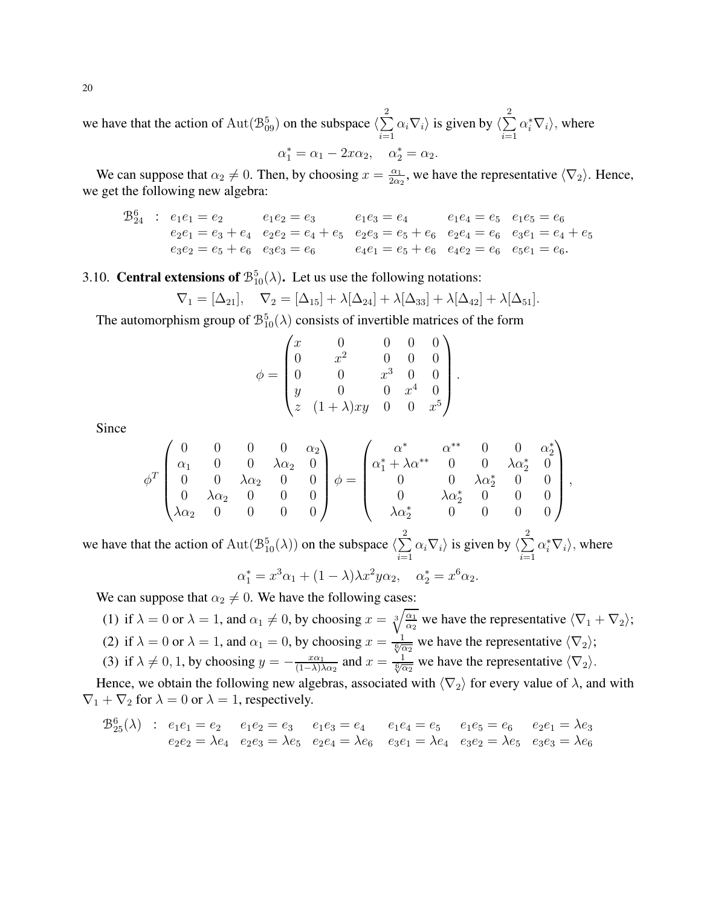we have that the action of $\mathrm{Aut}(\mathcal{B}^5_{09})$ on the subspace $\langle \sum\limits_{i=1}^{2} \alpha_i \nabla_i \rangle$ is given by $\langle \sum\limits_{i=1}^{2} \alpha_i^* \nabla_i \rangle$, where

$$\alpha_1^* = \alpha_1 - 2x\alpha_2, \quad \alpha_2^* = \alpha_2.$$

We can suppose that $\alpha_2 \neq 0$. Then, by choosing $x = \frac{\alpha_1}{2\alpha_2}$, we have the representative $\langle \nabla_2 \rangle$. Hence, we get the following new algebra:

$$\begin{array}{lllllll}
\mathcal{B}^6_{24} & : & e_1e_1 = e_2 & e_1e_2 = e_3 & e_1e_3 = e_4 & e_1e_4 = e_5 & e_1e_5 = e_6 \\
 & & e_2e_1 = e_3 + e_4 & e_2e_2 = e_4 + e_5 & e_2e_3 = e_5 + e_6 & e_2e_4 = e_6 & e_3e_1 = e_4 + e_5 \\
 & & e_3e_2 = e_5 + e_6 & e_3e_3 = e_6 & e_4e_1 = e_5 + e_6 & e_4e_2 = e_6 & e_5e_1 = e_6.
\end{array}$$

### 3.10. Central extensions of $\mathcal{B}^5_{10}(\lambda)$.

Let us use the following notations:

$$\nabla_1 = [\Delta_{21}], \quad \nabla_2 = [\Delta_{15}] + \lambda[\Delta_{24}] + \lambda[\Delta_{33}] + \lambda[\Delta_{42}] + \lambda[\Delta_{51}].$$

The automorphism group of $\mathcal{B}^5_{10}(\lambda)$ consists of invertible matrices of the form

$$\phi = \begin{pmatrix} x & 0 & 0 & 0 & 0 \\ 0 & x^2 & 0 & 0 & 0 \\ 0 & 0 & x^3 & 0 & 0 \\ y & 0 & 0 & x^4 & 0 \\ z & (1+\lambda)xy & 0 & 0 & x^5 \end{pmatrix}.$$

Since

$$\phi^T \begin{pmatrix} 0 & 0 & 0 & 0 & \alpha_2 \\ \alpha_1 & 0 & 0 & \lambda\alpha_2 & 0 \\ 0 & 0 & \lambda\alpha_2 & 0 & 0 \\ 0 & \lambda\alpha_2 & 0 & 0 & 0 \\ \lambda\alpha_2 & 0 & 0 & 0 & 0 \end{pmatrix} \phi = \begin{pmatrix} \alpha^* & \alpha^{**} & 0 & 0 & \alpha_2^* \\ \alpha_1^* + \lambda\alpha^{**} & 0 & 0 & \lambda\alpha_2^* & 0 \\ 0 & 0 & \lambda\alpha_2^* & 0 & 0 \\ 0 & \lambda\alpha_2^* & 0 & 0 & 0 \\ \lambda\alpha_2^* & 0 & 0 & 0 & 0 \end{pmatrix},$$

we have that the action of $\mathrm{Aut}(\mathcal{B}^5_{10}(\lambda))$ on the subspace $\langle \sum\limits_{i=1}^{2} \alpha_i \nabla_i \rangle$ is given by $\langle \sum\limits_{i=1}^{2} \alpha_i^* \nabla_i \rangle$, where

$$\alpha_1^* = x^3\alpha_1 + (1-\lambda)\lambda x^2 y\alpha_2, \quad \alpha_2^* = x^6\alpha_2.$$

We can suppose that $\alpha_2 \neq 0$. We have the following cases:

(1) if $\lambda = 0$ or $\lambda = 1$, and $\alpha_1 \neq 0$, by choosing $x = \sqrt[3]{\frac{\alpha_1}{\alpha_2}}$ we have the representative $\langle \nabla_1 + \nabla_2 \rangle$;

(2) if $\lambda = 0$ or $\lambda = 1$, and $\alpha_1 = 0$, by choosing $x = \frac{1}{\sqrt[6]{\alpha_2}}$ we have the representative $\langle \nabla_2 \rangle$;

(3) if $\lambda \neq 0, 1$, by choosing $y = -\frac{x\alpha_1}{(1-\lambda)\lambda\alpha_2}$ and $x = \frac{1}{\sqrt[6]{\alpha_2}}$ we have the representative $\langle \nabla_2 \rangle$.

Hence, we obtain the following new algebras, associated with $\langle \nabla_2 \rangle$ for every value of $\lambda$, and with $\nabla_1 + \nabla_2$ for $\lambda = 0$ or $\lambda = 1$, respectively.

$$\begin{array}{llllllll}
\mathcal{B}^6_{25}(\lambda) & : & e_1e_1 = e_2 & e_1e_2 = e_3 & e_1e_3 = e_4 & e_1e_4 = e_5 & e_1e_5 = e_6 & e_2e_1 = \lambda e_3 \\
 & & e_2e_2 = \lambda e_4 & e_2e_3 = \lambda e_5 & e_2e_4 = \lambda e_6 & e_3e_1 = \lambda e_4 & e_3e_2 = \lambda e_5 & e_3e_3 = \lambda e_6
\end{array}$$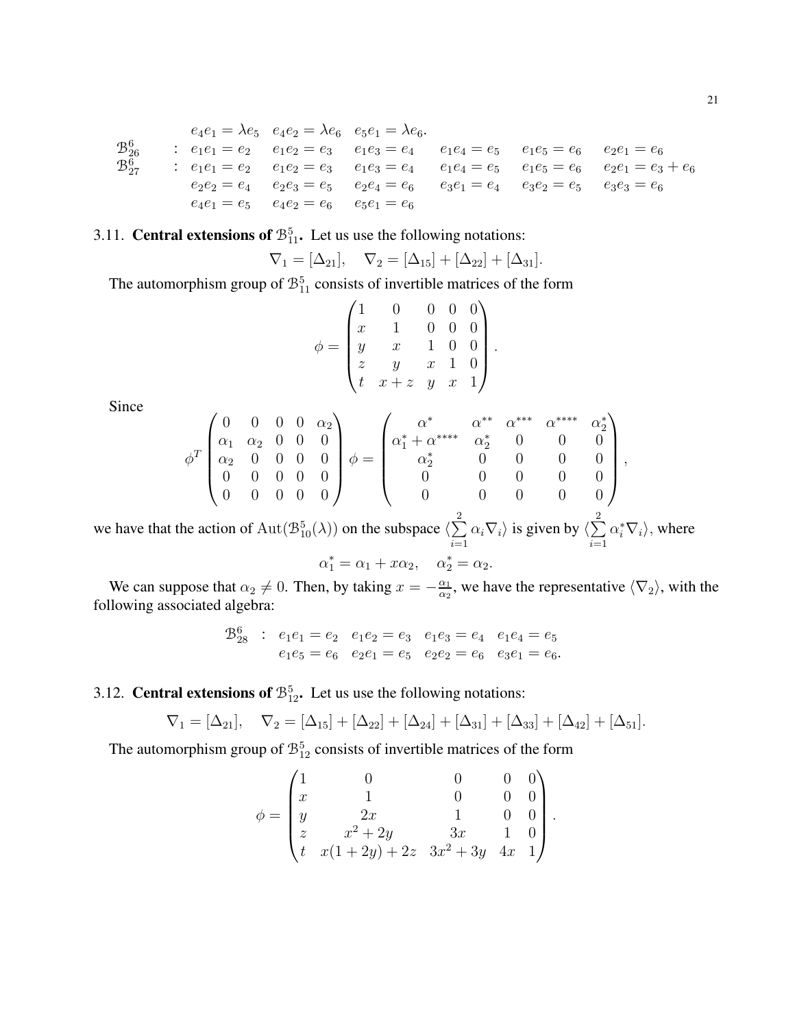$$
\begin{array}{llllllll}
 & & e_4e_1 = \lambda e_5 & e_4e_2 = \lambda e_6 & e_5e_1 = \lambda e_6. & & & \\
\mathcal{B}^6_{26} & : & e_1e_1 = e_2 & e_1e_2 = e_3 & e_1e_3 = e_4 & e_1e_4 = e_5 & e_1e_5 = e_6 & e_2e_1 = e_6 \\
\mathcal{B}^6_{27} & : & e_1e_1 = e_2 & e_1e_2 = e_3 & e_1e_3 = e_4 & e_1e_4 = e_5 & e_1e_5 = e_6 & e_2e_1 = e_3 + e_6 \\
 & & e_2e_2 = e_4 & e_2e_3 = e_5 & e_2e_4 = e_6 & e_3e_1 = e_4 & e_3e_2 = e_5 & e_3e_3 = e_6 \\
 & & e_4e_1 = e_5 & e_4e_2 = e_6 & e_5e_1 = e_6 & & &
\end{array}
$$

### 3.11. Central extensions of $\mathcal{B}^5_{11}$.

Let us use the following notations:

$$
\nabla_1 = [\Delta_{21}], \quad \nabla_2 = [\Delta_{15}] + [\Delta_{22}] + [\Delta_{31}].
$$

The automorphism group of $\mathcal{B}^5_{11}$ consists of invertible matrices of the form

$$
\phi = \begin{pmatrix}
1 & 0 & 0 & 0 & 0 \\
x & 1 & 0 & 0 & 0 \\
y & x & 1 & 0 & 0 \\
z & y & x & 1 & 0 \\
t & x+z & y & x & 1
\end{pmatrix}.
$$

Since

$$
\phi^T \begin{pmatrix}
0 & 0 & 0 & 0 & \alpha_2 \\
\alpha_1 & \alpha_2 & 0 & 0 & 0 \\
\alpha_2 & 0 & 0 & 0 & 0 \\
0 & 0 & 0 & 0 & 0 \\
0 & 0 & 0 & 0 & 0
\end{pmatrix} \phi = \begin{pmatrix}
\alpha^* & \alpha^{**} & \alpha^{***} & \alpha^{****} & \alpha_2^* \\
\alpha_1^* + \alpha^{****} & \alpha_2^* & 0 & 0 & 0 \\
\alpha_2^* & 0 & 0 & 0 & 0 \\
0 & 0 & 0 & 0 & 0 \\
0 & 0 & 0 & 0 & 0
\end{pmatrix},
$$

we have that the action of $\mathrm{Aut}(\mathcal{B}^5_{10}(\lambda))$ on the subspace $\langle \sum\limits_{i=1}^{2} \alpha_i \nabla_i \rangle$ is given by $\langle \sum\limits_{i=1}^{2} \alpha_i^* \nabla_i \rangle$, where

$$
\alpha_1^* = \alpha_1 + x\alpha_2, \quad \alpha_2^* = \alpha_2.
$$

We can suppose that $\alpha_2 \neq 0$. Then, by taking $x = -\frac{\alpha_1}{\alpha_2}$, we have the representative $\langle \nabla_2 \rangle$, with the following associated algebra:

$$
\begin{array}{llllll}
\mathcal{B}^6_{28} & : & e_1e_1 = e_2 & e_1e_2 = e_3 & e_1e_3 = e_4 & e_1e_4 = e_5 \\
 & & e_1e_5 = e_6 & e_2e_1 = e_5 & e_2e_2 = e_6 & e_3e_1 = e_6.
\end{array}
$$

### 3.12. Central extensions of $\mathcal{B}^5_{12}$.

Let us use the following notations:

$$
\nabla_1 = [\Delta_{21}], \quad \nabla_2 = [\Delta_{15}] + [\Delta_{22}] + [\Delta_{24}] + [\Delta_{31}] + [\Delta_{33}] + [\Delta_{42}] + [\Delta_{51}].
$$

The automorphism group of $\mathcal{B}^5_{12}$ consists of invertible matrices of the form

$$
\phi = \begin{pmatrix}
1 & 0 & 0 & 0 & 0 \\
x & 1 & 0 & 0 & 0 \\
y & 2x & 1 & 0 & 0 \\
z & x^2 + 2y & 3x & 1 & 0 \\
t & x(1+2y) + 2z & 3x^2 + 3y & 4x & 1
\end{pmatrix}.
$$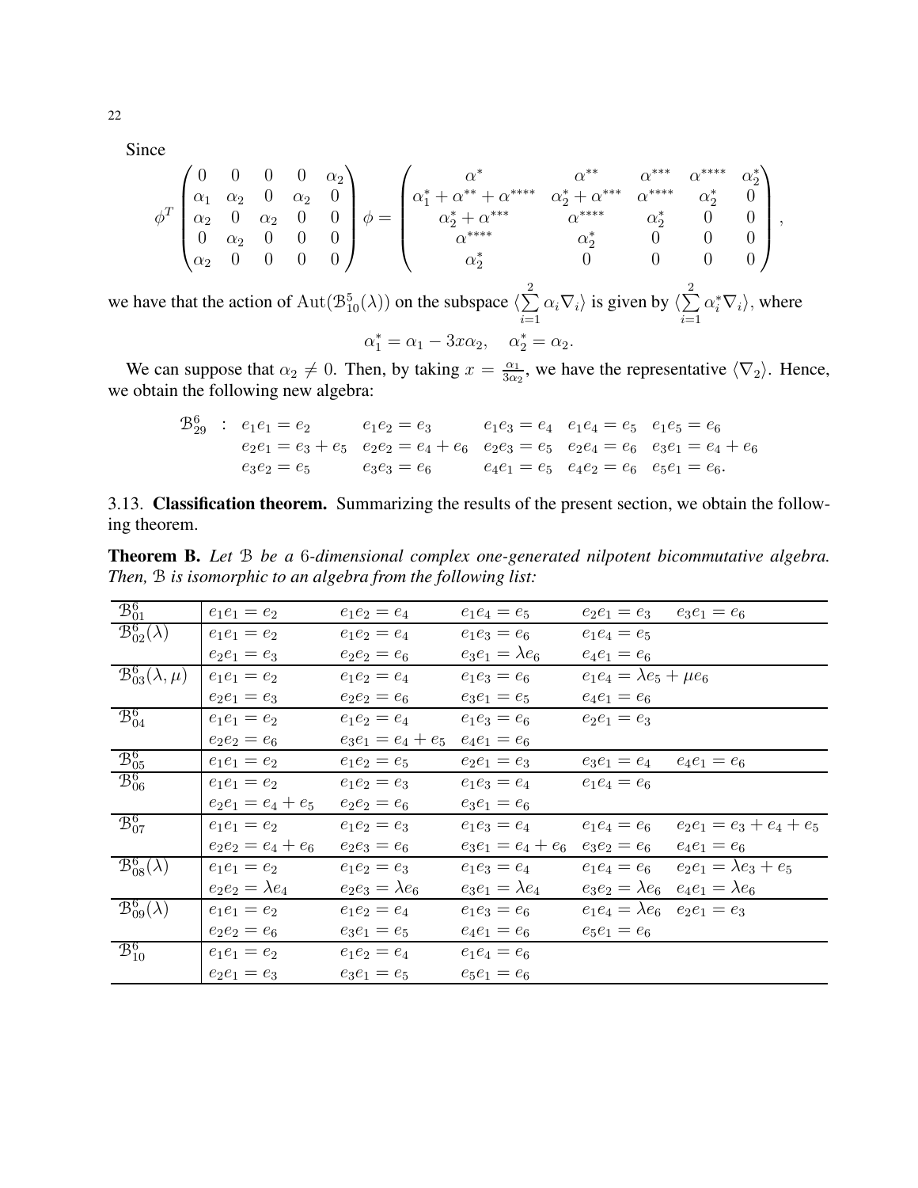Since

$$
\phi^T \begin{pmatrix} 0 & 0 & 0 & 0 & \alpha_2 \\ \alpha_1 & \alpha_2 & 0 & \alpha_2 & 0 \\ \alpha_2 & 0 & \alpha_2 & 0 & 0 \\ 0 & \alpha_2 & 0 & 0 & 0 \\ \alpha_2 & 0 & 0 & 0 & 0 \end{pmatrix} \phi = \begin{pmatrix} \alpha^* & \alpha^{**} & \alpha^{***} & \alpha^{****} & \alpha_2^* \\ \alpha_1^* + \alpha^{**} + \alpha^{****} & \alpha_2^* + \alpha^{***} & \alpha^{****} & \alpha_2^* & 0 \\ \alpha_2^* + \alpha^{***} & \alpha^{****} & \alpha_2^* & 0 & 0 \\ \alpha^{****} & \alpha_2^* & 0 & 0 & 0 \\ \alpha_2^* & 0 & 0 & 0 & 0 \end{pmatrix},
$$

we have that the action of $\mathrm{Aut}(\mathcal{B}_{10}^5(\lambda))$ on the subspace $\langle \sum_{i=1}^{2} \alpha_i \nabla_i \rangle$ is given by $\langle \sum_{i=1}^{2} \alpha_i^* \nabla_i \rangle$, where

$$
\alpha_1^* = \alpha_1 - 3x\alpha_2, \quad \alpha_2^* = \alpha_2.
$$

We can suppose that $\alpha_2 \neq 0$. Then, by taking $x = \frac{\alpha_1}{3\alpha_2}$, we have the representative $\langle \nabla_2 \rangle$. Hence, we obtain the following new algebra:

$$
\begin{array}{llllll}
\mathcal{B}_{29}^6 & : & e_1e_1 = e_2 & e_1e_2 = e_3 & e_1e_3 = e_4 & e_1e_4 = e_5 \quad e_1e_5 = e_6 \\
& & e_2e_1 = e_3 + e_5 & e_2e_2 = e_4 + e_6 & e_2e_3 = e_5 & e_2e_4 = e_6 \quad e_3e_1 = e_4 + e_6 \\
& & e_3e_2 = e_5 & e_3e_3 = e_6 & e_4e_1 = e_5 & e_4e_2 = e_6 \quad e_5e_1 = e_6.
\end{array}
$$

3.13. **Classification theorem.** Summarizing the results of the present section, we obtain the following theorem.

**Theorem B.** *Let $\mathcal{B}$ be a 6-dimensional complex one-generated nilpotent bicommutative algebra. Then, $\mathcal{B}$ is isomorphic to an algebra from the following list:*

| | | | | | |
|---|---|---|---|---|---|
| $\mathcal{B}_{01}^6$ | $e_1e_1 = e_2$ | $e_1e_2 = e_4$ | $e_1e_4 = e_5$ | $e_2e_1 = e_3$ | $e_3e_1 = e_6$ |
| $\mathcal{B}_{02}^6(\lambda)$ | $e_1e_1 = e_2$ | $e_1e_2 = e_4$ | $e_1e_3 = e_6$ | $e_1e_4 = e_5$ | |
| | $e_2e_1 = e_3$ | $e_2e_2 = e_6$ | $e_3e_1 = \lambda e_6$ | $e_4e_1 = e_6$ | |
| $\mathcal{B}_{03}^6(\lambda, \mu)$ | $e_1e_1 = e_2$ | $e_1e_2 = e_4$ | $e_1e_3 = e_6$ | $e_1e_4 = \lambda e_5 + \mu e_6$ | |
| | $e_2e_1 = e_3$ | $e_2e_2 = e_6$ | $e_3e_1 = e_5$ | $e_4e_1 = e_6$ | |
| $\mathcal{B}_{04}^6$ | $e_1e_1 = e_2$ | $e_1e_2 = e_4$ | $e_1e_3 = e_6$ | $e_2e_1 = e_3$ | |
| | $e_2e_2 = e_6$ | $e_3e_1 = e_4 + e_5$ | $e_4e_1 = e_6$ | | |
| $\mathcal{B}_{05}^6$ | $e_1e_1 = e_2$ | $e_1e_2 = e_5$ | $e_2e_1 = e_3$ | $e_3e_1 = e_4$ | $e_4e_1 = e_6$ |
| $\mathcal{B}_{06}^6$ | $e_1e_1 = e_2$ | $e_1e_2 = e_3$ | $e_1e_3 = e_4$ | $e_1e_4 = e_6$ | |
| | $e_2e_1 = e_4 + e_5$ | $e_2e_2 = e_6$ | $e_3e_1 = e_6$ | | |
| $\mathcal{B}_{07}^6$ | $e_1e_1 = e_2$ | $e_1e_2 = e_3$ | $e_1e_3 = e_4$ | $e_1e_4 = e_6$ | $e_2e_1 = e_3 + e_4 + e_5$ |
| | $e_2e_2 = e_4 + e_6$ | $e_2e_3 = e_6$ | $e_3e_1 = e_4 + e_6$ | $e_3e_2 = e_6$ | $e_4e_1 = e_6$ |
| $\mathcal{B}_{08}^6(\lambda)$ | $e_1e_1 = e_2$ | $e_1e_2 = e_3$ | $e_1e_3 = e_4$ | $e_1e_4 = e_6$ | $e_2e_1 = \lambda e_3 + e_5$ |
| | $e_2e_2 = \lambda e_4$ | $e_2e_3 = \lambda e_6$ | $e_3e_1 = \lambda e_4$ | $e_3e_2 = \lambda e_6$ | $e_4e_1 = \lambda e_6$ |
| $\mathcal{B}_{09}^6(\lambda)$ | $e_1e_1 = e_2$ | $e_1e_2 = e_4$ | $e_1e_3 = e_6$ | $e_1e_4 = \lambda e_6$ | $e_2e_1 = e_3$ |
| | $e_2e_2 = e_6$ | $e_3e_1 = e_5$ | $e_4e_1 = e_6$ | $e_5e_1 = e_6$ | |
| $\mathcal{B}_{10}^6$ | $e_1e_1 = e_2$ | $e_1e_2 = e_4$ | $e_1e_4 = e_6$ | | |
| | $e_2e_1 = e_3$ | $e_3e_1 = e_5$ | $e_5e_1 = e_6$ | | |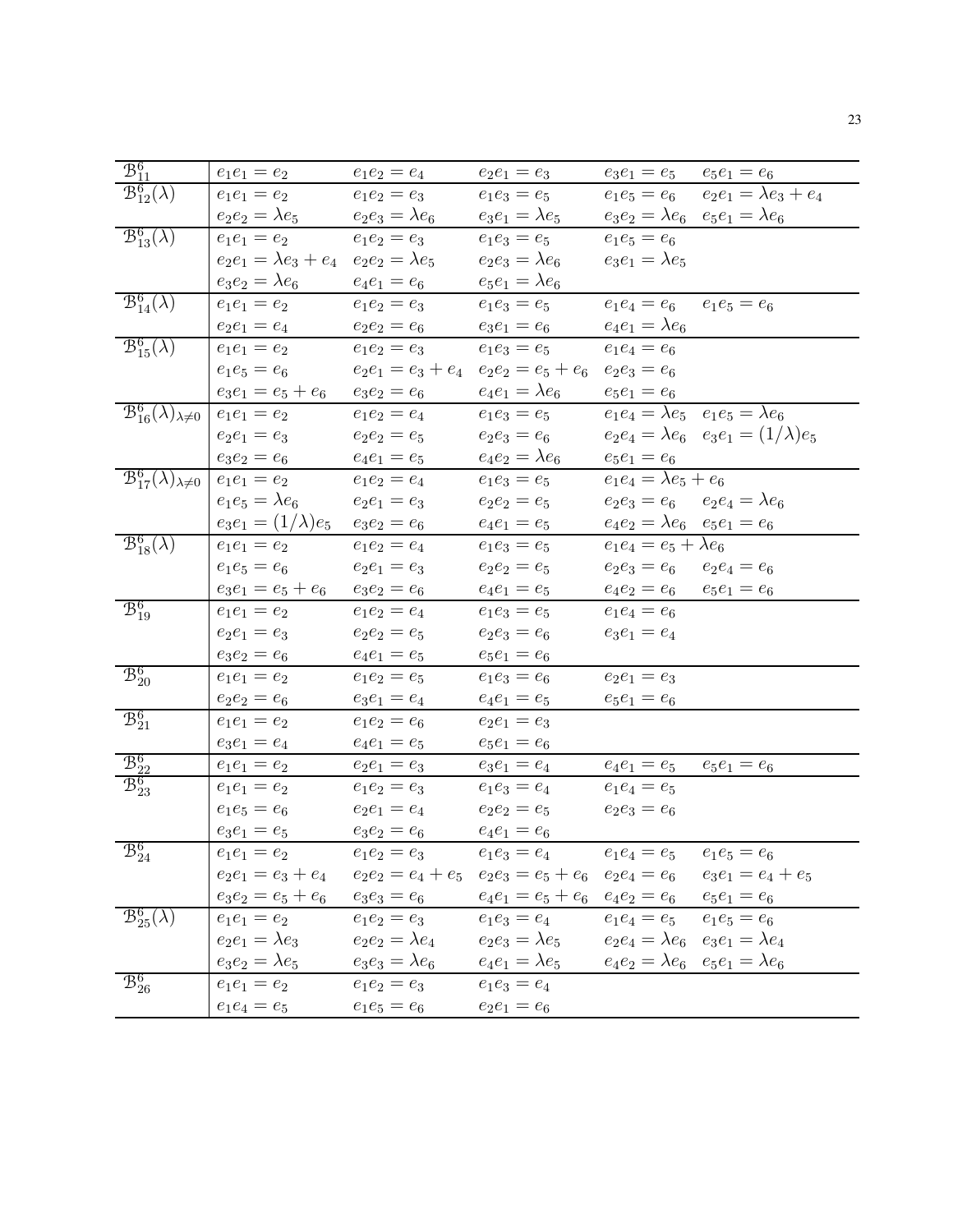| | | | | | |
|---|---|---|---|---|---|
| $\mathcal{B}^6_{11}$ | $e_1e_1 = e_2$ | $e_1e_2 = e_4$ | $e_2e_1 = e_3$ | $e_3e_1 = e_5$ | $e_5e_1 = e_6$ |
| $\mathcal{B}^6_{12}(\lambda)$ | $e_1e_1 = e_2$ | $e_1e_2 = e_3$ | $e_1e_3 = e_5$ | $e_1e_5 = e_6$ | $e_2e_1 = \lambda e_3 + e_4$ |
| | $e_2e_2 = \lambda e_5$ | $e_2e_3 = \lambda e_6$ | $e_3e_1 = \lambda e_5$ | $e_3e_2 = \lambda e_6$ | $e_5e_1 = \lambda e_6$ |
| $\mathcal{B}^6_{13}(\lambda)$ | $e_1e_1 = e_2$ | $e_1e_2 = e_3$ | $e_1e_3 = e_5$ | $e_1e_5 = e_6$ | |
| | $e_2e_1 = \lambda e_3 + e_4$ | $e_2e_2 = \lambda e_5$ | $e_2e_3 = \lambda e_6$ | $e_3e_1 = \lambda e_5$ | |
| | $e_3e_2 = \lambda e_6$ | $e_4e_1 = e_6$ | $e_5e_1 = \lambda e_6$ | | |
| $\mathcal{B}^6_{14}(\lambda)$ | $e_1e_1 = e_2$ | $e_1e_2 = e_3$ | $e_1e_3 = e_5$ | $e_1e_4 = e_6$ | $e_1e_5 = e_6$ |
| | $e_2e_1 = e_4$ | $e_2e_2 = e_6$ | $e_3e_1 = e_6$ | $e_4e_1 = \lambda e_6$ | |
| $\mathcal{B}^6_{15}(\lambda)$ | $e_1e_1 = e_2$ | $e_1e_2 = e_3$ | $e_1e_3 = e_5$ | $e_1e_4 = e_6$ | |
| | $e_1e_5 = e_6$ | $e_2e_1 = e_3 + e_4$ | $e_2e_2 = e_5 + e_6$ | $e_2e_3 = e_6$ | |
| | $e_3e_1 = e_5 + e_6$ | $e_3e_2 = e_6$ | $e_4e_1 = \lambda e_6$ | $e_5e_1 = e_6$ | |
| $\mathcal{B}^6_{16}(\lambda)_{\lambda\neq 0}$ | $e_1e_1 = e_2$ | $e_1e_2 = e_4$ | $e_1e_3 = e_5$ | $e_1e_4 = \lambda e_5$ | $e_1e_5 = \lambda e_6$ |
| | $e_2e_1 = e_3$ | $e_2e_2 = e_5$ | $e_2e_3 = e_6$ | $e_2e_4 = \lambda e_6$ | $e_3e_1 = (1/\lambda)e_5$ |
| | $e_3e_2 = e_6$ | $e_4e_1 = e_5$ | $e_4e_2 = \lambda e_6$ | $e_5e_1 = e_6$ | |
| $\mathcal{B}^6_{17}(\lambda)_{\lambda\neq 0}$ | $e_1e_1 = e_2$ | $e_1e_2 = e_4$ | $e_1e_3 = e_5$ | $e_1e_4 = \lambda e_5 + e_6$ | |
| | $e_1e_5 = \lambda e_6$ | $e_2e_1 = e_3$ | $e_2e_2 = e_5$ | $e_2e_3 = e_6$ | $e_2e_4 = \lambda e_6$ |
| | $e_3e_1 = (1/\lambda)e_5$ | $e_3e_2 = e_6$ | $e_4e_1 = e_5$ | $e_4e_2 = \lambda e_6$ | $e_5e_1 = e_6$ |
| $\mathcal{B}^6_{18}(\lambda)$ | $e_1e_1 = e_2$ | $e_1e_2 = e_4$ | $e_1e_3 = e_5$ | $e_1e_4 = e_5 + \lambda e_6$ | |
| | $e_1e_5 = e_6$ | $e_2e_1 = e_3$ | $e_2e_2 = e_5$ | $e_2e_3 = e_6$ | $e_2e_4 = e_6$ |
| | $e_3e_1 = e_5 + e_6$ | $e_3e_2 = e_6$ | $e_4e_1 = e_5$ | $e_4e_2 = e_6$ | $e_5e_1 = e_6$ |
| $\mathcal{B}^6_{19}$ | $e_1e_1 = e_2$ | $e_1e_2 = e_4$ | $e_1e_3 = e_5$ | $e_1e_4 = e_6$ | |
| | $e_2e_1 = e_3$ | $e_2e_2 = e_5$ | $e_2e_3 = e_6$ | $e_3e_1 = e_4$ | |
| | $e_3e_2 = e_6$ | $e_4e_1 = e_5$ | $e_5e_1 = e_6$ | | |
| $\mathcal{B}^6_{20}$ | $e_1e_1 = e_2$ | $e_1e_2 = e_5$ | $e_1e_3 = e_6$ | $e_2e_1 = e_3$ | |
| | $e_2e_2 = e_6$ | $e_3e_1 = e_4$ | $e_4e_1 = e_5$ | $e_5e_1 = e_6$ | |
| $\mathcal{B}^6_{21}$ | $e_1e_1 = e_2$ | $e_1e_2 = e_6$ | $e_2e_1 = e_3$ | | |
| | $e_3e_1 = e_4$ | $e_4e_1 = e_5$ | $e_5e_1 = e_6$ | | |
| $\mathcal{B}^6_{22}$ | $e_1e_1 = e_2$ | $e_2e_1 = e_3$ | $e_3e_1 = e_4$ | $e_4e_1 = e_5$ | $e_5e_1 = e_6$ |
| $\mathcal{B}^6_{23}$ | $e_1e_1 = e_2$ | $e_1e_2 = e_3$ | $e_1e_3 = e_4$ | $e_1e_4 = e_5$ | |
| | $e_1e_5 = e_6$ | $e_2e_1 = e_4$ | $e_2e_2 = e_5$ | $e_2e_3 = e_6$ | |
| | $e_3e_1 = e_5$ | $e_3e_2 = e_6$ | $e_4e_1 = e_6$ | | |
| $\mathcal{B}^6_{24}$ | $e_1e_1 = e_2$ | $e_1e_2 = e_3$ | $e_1e_3 = e_4$ | $e_1e_4 = e_5$ | $e_1e_5 = e_6$ |
| | $e_2e_1 = e_3 + e_4$ | $e_2e_2 = e_4 + e_5$ | $e_2e_3 = e_5 + e_6$ | $e_2e_4 = e_6$ | $e_3e_1 = e_4 + e_5$ |
| | $e_3e_2 = e_5 + e_6$ | $e_3e_3 = e_6$ | $e_4e_1 = e_5 + e_6$ | $e_4e_2 = e_6$ | $e_5e_1 = e_6$ |
| $\mathcal{B}^6_{25}(\lambda)$ | $e_1e_1 = e_2$ | $e_1e_2 = e_3$ | $e_1e_3 = e_4$ | $e_1e_4 = e_5$ | $e_1e_5 = e_6$ |
| | $e_2e_1 = \lambda e_3$ | $e_2e_2 = \lambda e_4$ | $e_2e_3 = \lambda e_5$ | $e_2e_4 = \lambda e_6$ | $e_3e_1 = \lambda e_4$ |
| | $e_3e_2 = \lambda e_5$ | $e_3e_3 = \lambda e_6$ | $e_4e_1 = \lambda e_5$ | $e_4e_2 = \lambda e_6$ | $e_5e_1 = \lambda e_6$ |
| $\mathcal{B}^6_{26}$ | $e_1e_1 = e_2$ | $e_1e_2 = e_3$ | $e_1e_3 = e_4$ | | |
| | $e_1e_4 = e_5$ | $e_1e_5 = e_6$ | $e_2e_1 = e_6$ | | |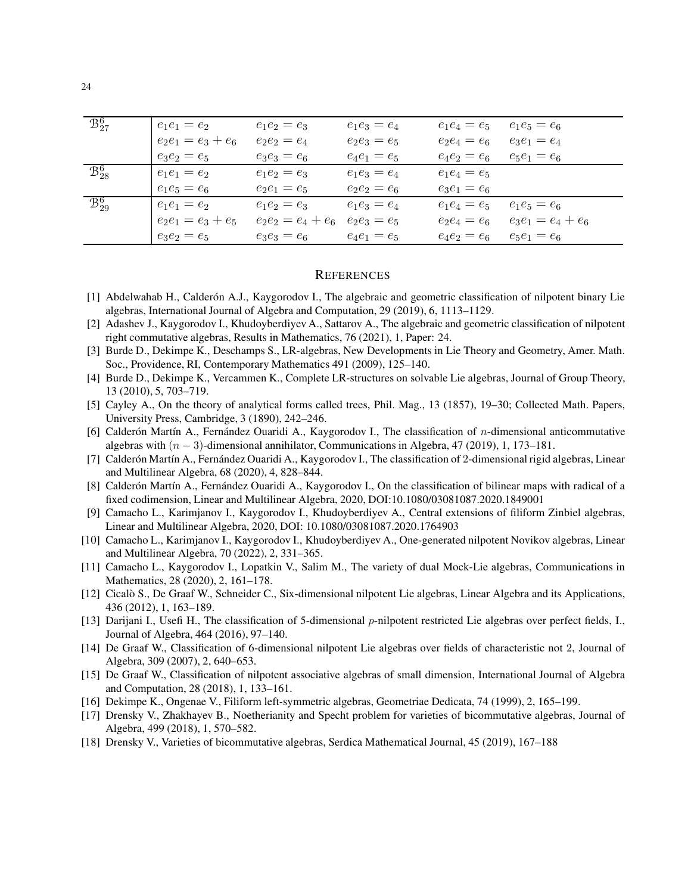| | | | | | |
|---|---|---|---|---|---|
| $\mathcal{B}^6_{27}$ | $e_1e_1 = e_2$ | $e_1e_2 = e_3$ | $e_1e_3 = e_4$ | $e_1e_4 = e_5$ | $e_1e_5 = e_6$ |
| | $e_2e_1 = e_3 + e_6$ | $e_2e_2 = e_4$ | $e_2e_3 = e_5$ | $e_2e_4 = e_6$ | $e_3e_1 = e_4$ |
| | $e_3e_2 = e_5$ | $e_3e_3 = e_6$ | $e_4e_1 = e_5$ | $e_4e_2 = e_6$ | $e_5e_1 = e_6$ |
| $\mathcal{B}^6_{28}$ | $e_1e_1 = e_2$ | $e_1e_2 = e_3$ | $e_1e_3 = e_4$ | $e_1e_4 = e_5$ | |
| | $e_1e_5 = e_6$ | $e_2e_1 = e_5$ | $e_2e_2 = e_6$ | $e_3e_1 = e_6$ | |
| $\mathcal{B}^6_{29}$ | $e_1e_1 = e_2$ | $e_1e_2 = e_3$ | $e_1e_3 = e_4$ | $e_1e_4 = e_5$ | $e_1e_5 = e_6$ |
| | $e_2e_1 = e_3 + e_5$ | $e_2e_2 = e_4 + e_6$ | $e_2e_3 = e_5$ | $e_2e_4 = e_6$ | $e_3e_1 = e_4 + e_6$ |
| | $e_3e_2 = e_5$ | $e_3e_3 = e_6$ | $e_4e_1 = e_5$ | $e_4e_2 = e_6$ | $e_5e_1 = e_6$ |

## REFERENCES

[1] Abdelwahab H., Calderón A.J., Kaygorodov I., The algebraic and geometric classification of nilpotent binary Lie algebras, International Journal of Algebra and Computation, 29 (2019), 6, 1113–1129.

[2] Adashev J., Kaygorodov I., Khudoyberdiyev A., Sattarov A., The algebraic and geometric classification of nilpotent right commutative algebras, Results in Mathematics, 76 (2021), 1, Paper: 24.

[3] Burde D., Dekimpe K., Deschamps S., LR-algebras, New Developments in Lie Theory and Geometry, Amer. Math. Soc., Providence, RI, Contemporary Mathematics 491 (2009), 125–140.

[4] Burde D., Dekimpe K., Vercammen K., Complete LR-structures on solvable Lie algebras, Journal of Group Theory, 13 (2010), 5, 703–719.

[5] Cayley A., On the theory of analytical forms called trees, Phil. Mag., 13 (1857), 19–30; Collected Math. Papers, University Press, Cambridge, 3 (1890), 242–246.

[6] Calderón Martín A., Fernández Ouaridi A., Kaygorodov I., The classification of $n$-dimensional anticommutative algebras with $(n-3)$-dimensional annihilator, Communications in Algebra, 47 (2019), 1, 173–181.

[7] Calderón Martín A., Fernández Ouaridi A., Kaygorodov I., The classification of 2-dimensional rigid algebras, Linear and Multilinear Algebra, 68 (2020), 4, 828–844.

[8] Calderón Martín A., Fernández Ouaridi A., Kaygorodov I., On the classification of bilinear maps with radical of a fixed codimension, Linear and Multilinear Algebra, 2020, DOI:10.1080/03081087.2020.1849001

[9] Camacho L., Karimjanov I., Kaygorodov I., Khudoyberdiyev A., Central extensions of filiform Zinbiel algebras, Linear and Multilinear Algebra, 2020, DOI: 10.1080/03081087.2020.1764903

[10] Camacho L., Karimjanov I., Kaygorodov I., Khudoyberdiyev A., One-generated nilpotent Novikov algebras, Linear and Multilinear Algebra, 70 (2022), 2, 331–365.

[11] Camacho L., Kaygorodov I., Lopatkin V., Salim M., The variety of dual Mock-Lie algebras, Communications in Mathematics, 28 (2020), 2, 161–178.

[12] Cicalò S., De Graaf W., Schneider C., Six-dimensional nilpotent Lie algebras, Linear Algebra and its Applications, 436 (2012), 1, 163–189.

[13] Darijani I., Usefi H., The classification of 5-dimensional $p$-nilpotent restricted Lie algebras over perfect fields, I., Journal of Algebra, 464 (2016), 97–140.

[14] De Graaf W., Classification of 6-dimensional nilpotent Lie algebras over fields of characteristic not 2, Journal of Algebra, 309 (2007), 2, 640–653.

[15] De Graaf W., Classification of nilpotent associative algebras of small dimension, International Journal of Algebra and Computation, 28 (2018), 1, 133–161.

[16] Dekimpe K., Ongenae V., Filiform left-symmetric algebras, Geometriae Dedicata, 74 (1999), 2, 165–199.

[17] Drensky V., Zhakhayev B., Noetherianity and Specht problem for varieties of bicommutative algebras, Journal of Algebra, 499 (2018), 1, 570–582.

[18] Drensky V., Varieties of bicommutative algebras, Serdica Mathematical Journal, 45 (2019), 167–188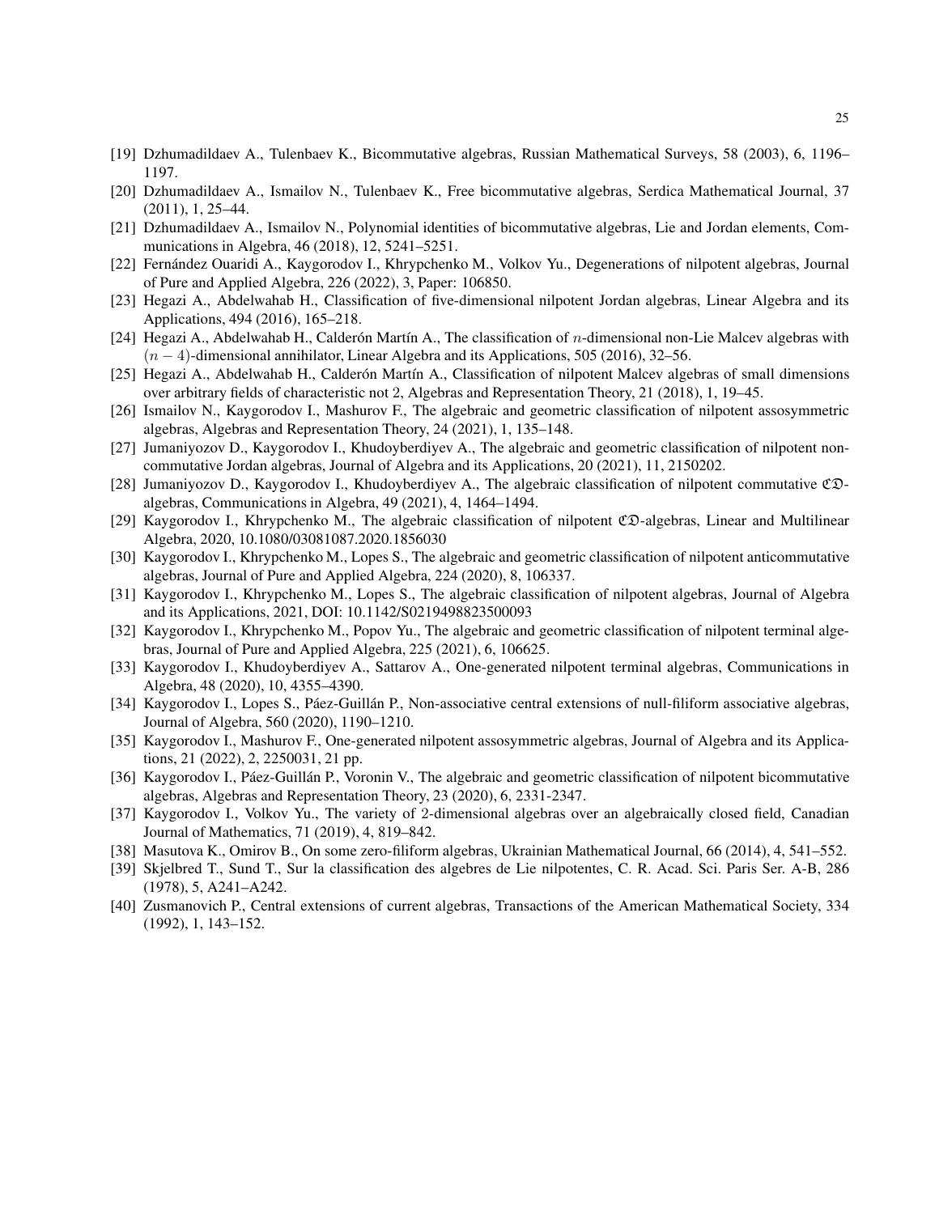[19] Dzhumadildaev A., Tulenbaev K., Bicommutative algebras, Russian Mathematical Surveys, 58 (2003), 6, 1196–1197.

[20] Dzhumadildaev A., Ismailov N., Tulenbaev K., Free bicommutative algebras, Serdica Mathematical Journal, 37 (2011), 1, 25–44.

[21] Dzhumadildaev A., Ismailov N., Polynomial identities of bicommutative algebras, Lie and Jordan elements, Communications in Algebra, 46 (2018), 12, 5241–5251.

[22] Fernández Ouaridi A., Kaygorodov I., Khrypchenko M., Volkov Yu., Degenerations of nilpotent algebras, Journal of Pure and Applied Algebra, 226 (2022), 3, Paper: 106850.

[23] Hegazi A., Abdelwahab H., Classification of five-dimensional nilpotent Jordan algebras, Linear Algebra and its Applications, 494 (2016), 165–218.

[24] Hegazi A., Abdelwahab H., Calderón Martín A., The classification of $n$-dimensional non-Lie Malcev algebras with $(n-4)$-dimensional annihilator, Linear Algebra and its Applications, 505 (2016), 32–56.

[25] Hegazi A., Abdelwahab H., Calderón Martín A., Classification of nilpotent Malcev algebras of small dimensions over arbitrary fields of characteristic not 2, Algebras and Representation Theory, 21 (2018), 1, 19–45.

[26] Ismailov N., Kaygorodov I., Mashurov F., The algebraic and geometric classification of nilpotent assosymmetric algebras, Algebras and Representation Theory, 24 (2021), 1, 135–148.

[27] Jumaniyozov D., Kaygorodov I., Khudoyberdiyev A., The algebraic and geometric classification of nilpotent noncommutative Jordan algebras, Journal of Algebra and its Applications, 20 (2021), 11, 2150202.

[28] Jumaniyozov D., Kaygorodov I., Khudoyberdiyev A., The algebraic classification of nilpotent commutative $\mathfrak{CD}$-algebras, Communications in Algebra, 49 (2021), 4, 1464–1494.

[29] Kaygorodov I., Khrypchenko M., The algebraic classification of nilpotent $\mathfrak{CD}$-algebras, Linear and Multilinear Algebra, 2020, 10.1080/03081087.2020.1856030

[30] Kaygorodov I., Khrypchenko M., Lopes S., The algebraic and geometric classification of nilpotent anticommutative algebras, Journal of Pure and Applied Algebra, 224 (2020), 8, 106337.

[31] Kaygorodov I., Khrypchenko M., Lopes S., The algebraic classification of nilpotent algebras, Journal of Algebra and its Applications, 2021, DOI: 10.1142/S0219498823500093

[32] Kaygorodov I., Khrypchenko M., Popov Yu., The algebraic and geometric classification of nilpotent terminal algebras, Journal of Pure and Applied Algebra, 225 (2021), 6, 106625.

[33] Kaygorodov I., Khudoyberdiyev A., Sattarov A., One-generated nilpotent terminal algebras, Communications in Algebra, 48 (2020), 10, 4355–4390.

[34] Kaygorodov I., Lopes S., Páez-Guillán P., Non-associative central extensions of null-filiform associative algebras, Journal of Algebra, 560 (2020), 1190–1210.

[35] Kaygorodov I., Mashurov F., One-generated nilpotent assosymmetric algebras, Journal of Algebra and its Applications, 21 (2022), 2, 2250031, 21 pp.

[36] Kaygorodov I., Páez-Guillán P., Voronin V., The algebraic and geometric classification of nilpotent bicommutative algebras, Algebras and Representation Theory, 23 (2020), 6, 2331-2347.

[37] Kaygorodov I., Volkov Yu., The variety of 2-dimensional algebras over an algebraically closed field, Canadian Journal of Mathematics, 71 (2019), 4, 819–842.

[38] Masutova K., Omirov B., On some zero-filiform algebras, Ukrainian Mathematical Journal, 66 (2014), 4, 541–552.

[39] Skjelbred T., Sund T., Sur la classification des algebres de Lie nilpotentes, C. R. Acad. Sci. Paris Ser. A-B, 286 (1978), 5, A241–A242.

[40] Zusmanovich P., Central extensions of current algebras, Transactions of the American Mathematical Society, 334 (1992), 1, 143–152.